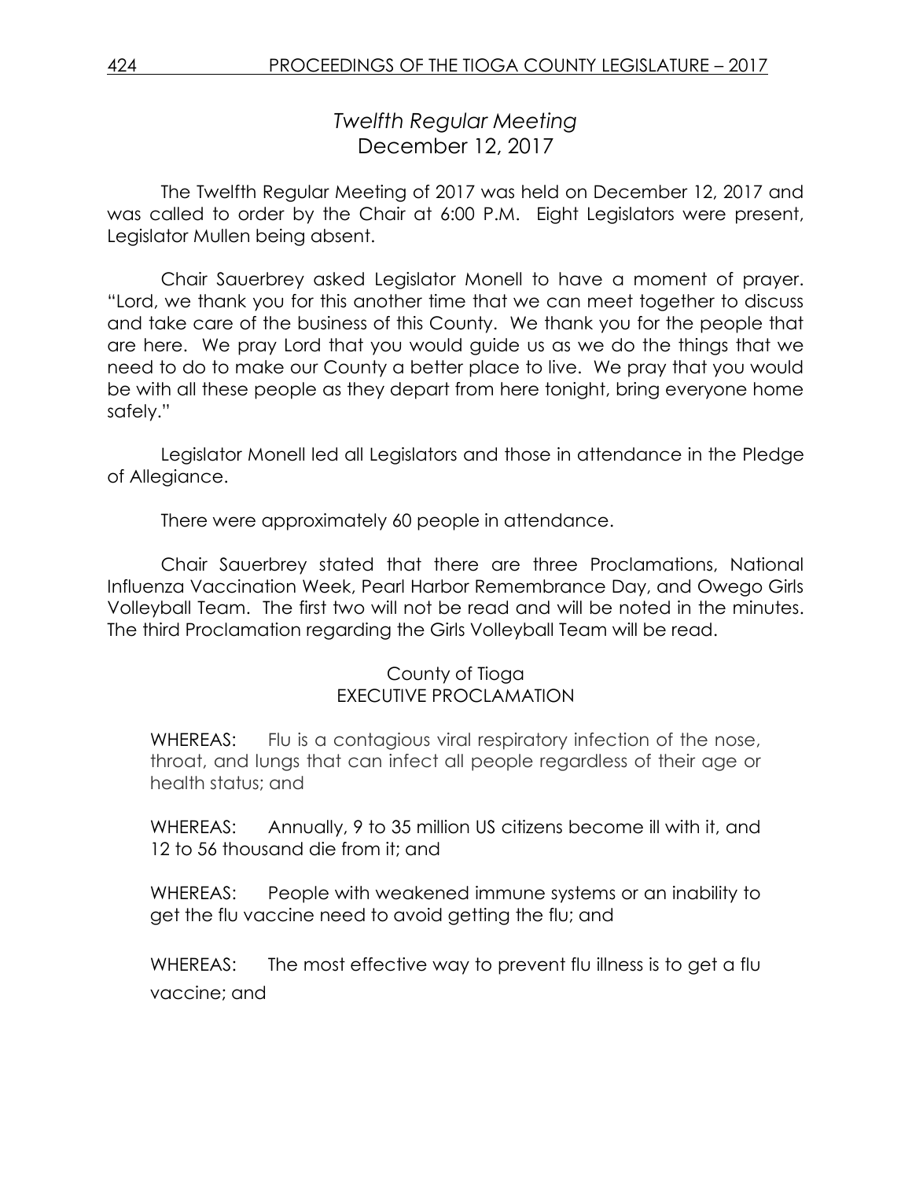## *Twelfth Regular Meeting*
## December 12, 2017

The Twelfth Regular Meeting of 2017 was held on December 12, 2017 and was called to order by the Chair at 6:00 P.M. Eight Legislators were present, Legislator Mullen being absent.

Chair Sauerbrey asked Legislator Monell to have a moment of prayer. "Lord, we thank you for this another time that we can meet together to discuss and take care of the business of this County. We thank you for the people that are here. We pray Lord that you would guide us as we do the things that we need to do to make our County a better place to live. We pray that you would be with all these people as they depart from here tonight, bring everyone home safely."

Legislator Monell led all Legislators and those in attendance in the Pledge of Allegiance.

There were approximately 60 people in attendance.

Chair Sauerbrey stated that there are three Proclamations, National Influenza Vaccination Week, Pearl Harbor Remembrance Day, and Owego Girls Volleyball Team. The first two will not be read and will be noted in the minutes. The third Proclamation regarding the Girls Volleyball Team will be read.

County of Tioga
EXECUTIVE PROCLAMATION

WHEREAS: Flu is a contagious viral respiratory infection of the nose, throat, and lungs that can infect all people regardless of their age or health status; and

WHEREAS: Annually, 9 to 35 million US citizens become ill with it, and 12 to 56 thousand die from it; and

WHEREAS: People with weakened immune systems or an inability to get the flu vaccine need to avoid getting the flu; and

WHEREAS: The most effective way to prevent flu illness is to get a flu vaccine; and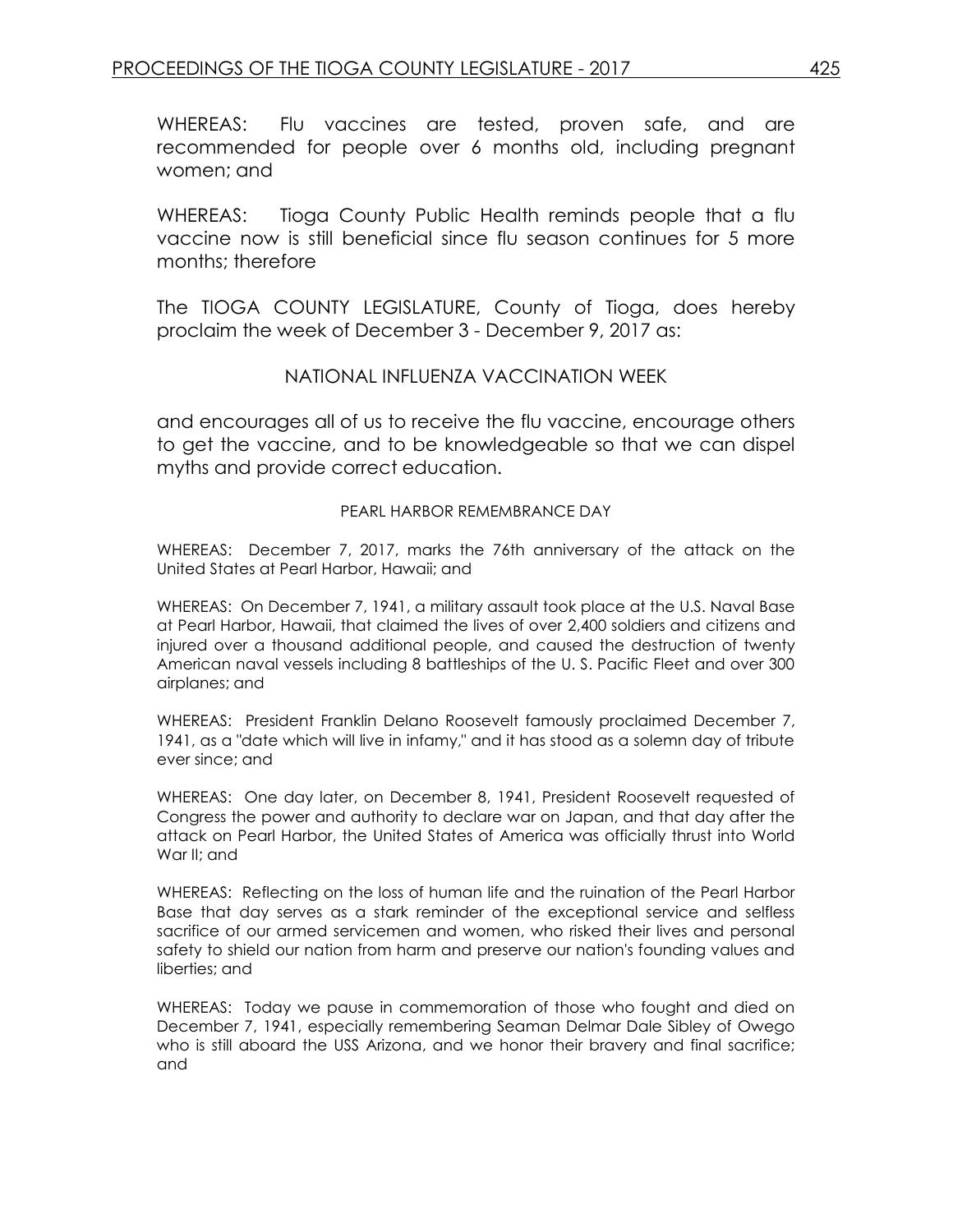WHEREAS: Flu vaccines are tested, proven safe, and are recommended for people over 6 months old, including pregnant women; and

WHEREAS: Tioga County Public Health reminds people that a flu vaccine now is still beneficial since flu season continues for 5 more months; therefore

The TIOGA COUNTY LEGISLATURE, County of Tioga, does hereby proclaim the week of December 3 - December 9, 2017 as:

NATIONAL INFLUENZA VACCINATION WEEK

and encourages all of us to receive the flu vaccine, encourage others to get the vaccine, and to be knowledgeable so that we can dispel myths and provide correct education.

PEARL HARBOR REMEMBRANCE DAY

WHEREAS: December 7, 2017, marks the 76th anniversary of the attack on the United States at Pearl Harbor, Hawaii; and

WHEREAS: On December 7, 1941, a military assault took place at the U.S. Naval Base at Pearl Harbor, Hawaii, that claimed the lives of over 2,400 soldiers and citizens and injured over a thousand additional people, and caused the destruction of twenty American naval vessels including 8 battleships of the U. S. Pacific Fleet and over 300 airplanes; and

WHEREAS: President Franklin Delano Roosevelt famously proclaimed December 7, 1941, as a "date which will live in infamy," and it has stood as a solemn day of tribute ever since; and

WHEREAS: One day later, on December 8, 1941, President Roosevelt requested of Congress the power and authority to declare war on Japan, and that day after the attack on Pearl Harbor, the United States of America was officially thrust into World War II; and

WHEREAS: Reflecting on the loss of human life and the ruination of the Pearl Harbor Base that day serves as a stark reminder of the exceptional service and selfless sacrifice of our armed servicemen and women, who risked their lives and personal safety to shield our nation from harm and preserve our nation's founding values and liberties; and

WHEREAS: Today we pause in commemoration of those who fought and died on December 7, 1941, especially remembering Seaman Delmar Dale Sibley of Owego who is still aboard the USS Arizona, and we honor their bravery and final sacrifice; and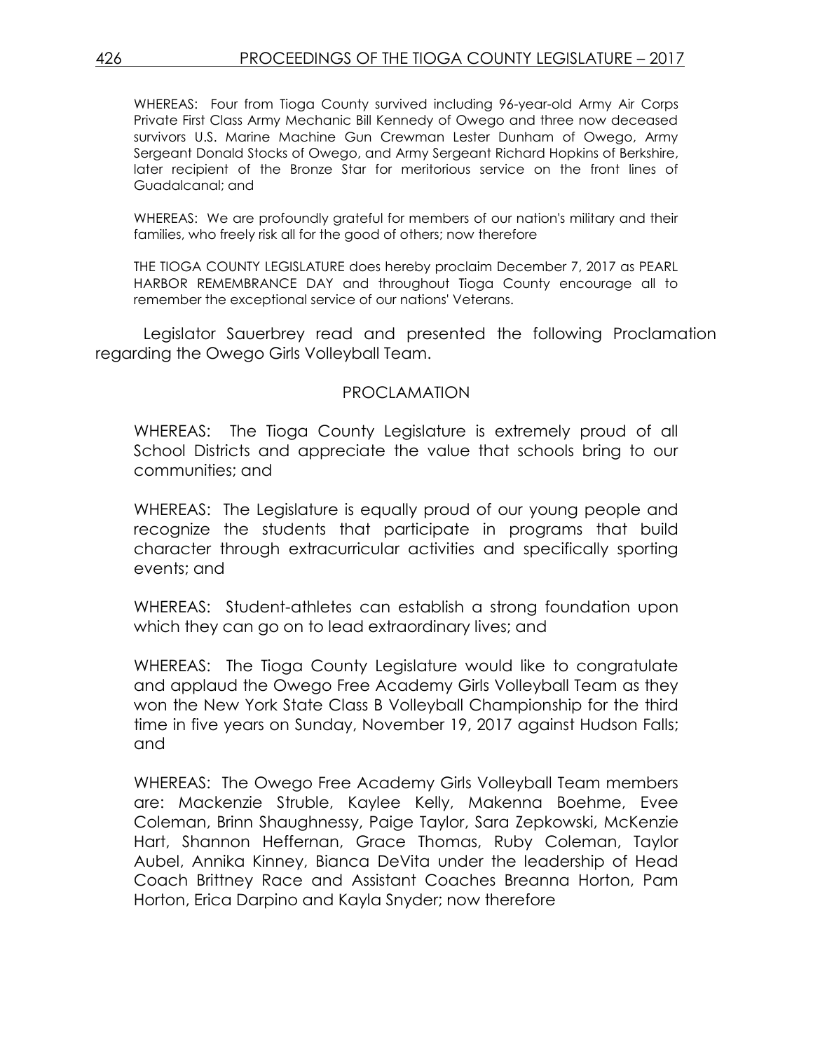WHEREAS: Four from Tioga County survived including 96-year-old Army Air Corps Private First Class Army Mechanic Bill Kennedy of Owego and three now deceased survivors U.S. Marine Machine Gun Crewman Lester Dunham of Owego, Army Sergeant Donald Stocks of Owego, and Army Sergeant Richard Hopkins of Berkshire, later recipient of the Bronze Star for meritorious service on the front lines of Guadalcanal; and

WHEREAS: We are profoundly grateful for members of our nation's military and their families, who freely risk all for the good of others; now therefore

THE TIOGA COUNTY LEGISLATURE does hereby proclaim December 7, 2017 as PEARL HARBOR REMEMBRANCE DAY and throughout Tioga County encourage all to remember the exceptional service of our nations' Veterans.

Legislator Sauerbrey read and presented the following Proclamation regarding the Owego Girls Volleyball Team.

PROCLAMATION

WHEREAS: The Tioga County Legislature is extremely proud of all School Districts and appreciate the value that schools bring to our communities; and

WHEREAS: The Legislature is equally proud of our young people and recognize the students that participate in programs that build character through extracurricular activities and specifically sporting events; and

WHEREAS: Student-athletes can establish a strong foundation upon which they can go on to lead extraordinary lives; and

WHEREAS: The Tioga County Legislature would like to congratulate and applaud the Owego Free Academy Girls Volleyball Team as they won the New York State Class B Volleyball Championship for the third time in five years on Sunday, November 19, 2017 against Hudson Falls; and

WHEREAS: The Owego Free Academy Girls Volleyball Team members are: Mackenzie Struble, Kaylee Kelly, Makenna Boehme, Evee Coleman, Brinn Shaughnessy, Paige Taylor, Sara Zepkowski, McKenzie Hart, Shannon Heffernan, Grace Thomas, Ruby Coleman, Taylor Aubel, Annika Kinney, Bianca DeVita under the leadership of Head Coach Brittney Race and Assistant Coaches Breanna Horton, Pam Horton, Erica Darpino and Kayla Snyder; now therefore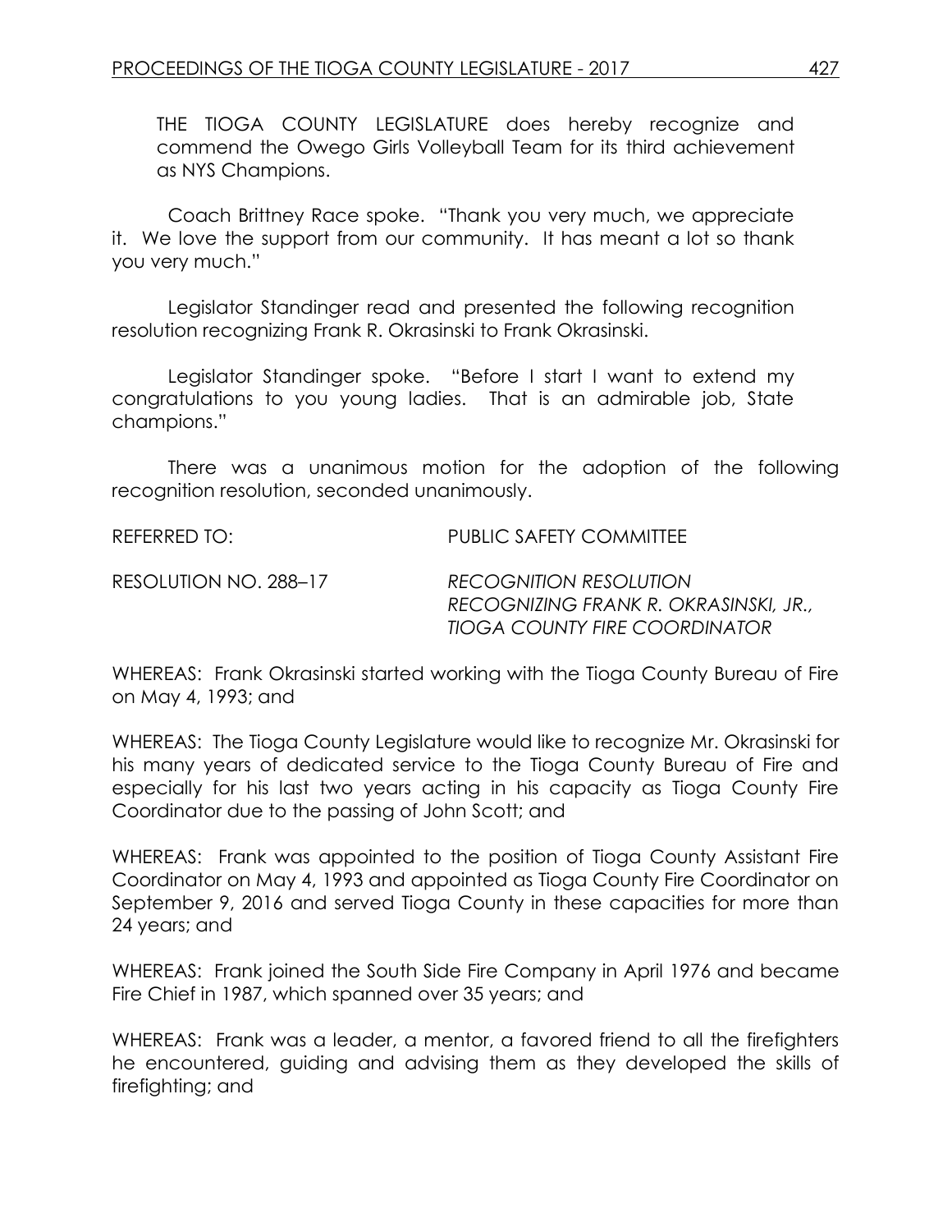THE TIOGA COUNTY LEGISLATURE does hereby recognize and commend the Owego Girls Volleyball Team for its third achievement as NYS Champions.

Coach Brittney Race spoke. "Thank you very much, we appreciate it. We love the support from our community. It has meant a lot so thank you very much."

Legislator Standinger read and presented the following recognition resolution recognizing Frank R. Okrasinski to Frank Okrasinski.

Legislator Standinger spoke. "Before I start I want to extend my congratulations to you young ladies. That is an admirable job, State champions."

There was a unanimous motion for the adoption of the following recognition resolution, seconded unanimously.

REFERRED TO: PUBLIC SAFETY COMMITTEE

RESOLUTION NO. 288–17 *RECOGNITION RESOLUTION RECOGNIZING FRANK R. OKRASINSKI, JR., TIOGA COUNTY FIRE COORDINATOR*

WHEREAS: Frank Okrasinski started working with the Tioga County Bureau of Fire on May 4, 1993; and

WHEREAS: The Tioga County Legislature would like to recognize Mr. Okrasinski for his many years of dedicated service to the Tioga County Bureau of Fire and especially for his last two years acting in his capacity as Tioga County Fire Coordinator due to the passing of John Scott; and

WHEREAS: Frank was appointed to the position of Tioga County Assistant Fire Coordinator on May 4, 1993 and appointed as Tioga County Fire Coordinator on September 9, 2016 and served Tioga County in these capacities for more than 24 years; and

WHEREAS: Frank joined the South Side Fire Company in April 1976 and became Fire Chief in 1987, which spanned over 35 years; and

WHEREAS: Frank was a leader, a mentor, a favored friend to all the firefighters he encountered, guiding and advising them as they developed the skills of firefighting; and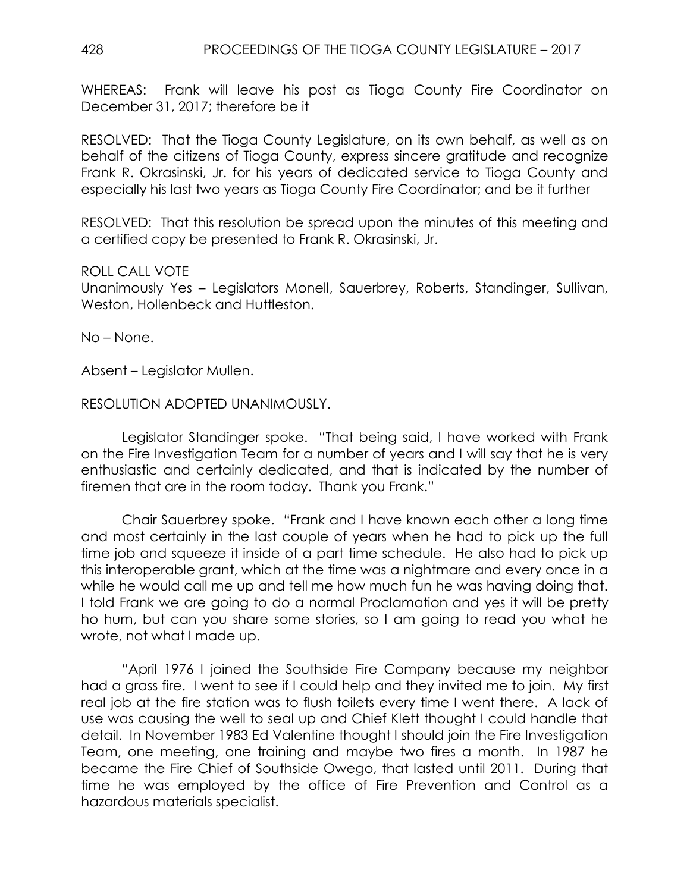WHEREAS: Frank will leave his post as Tioga County Fire Coordinator on December 31, 2017; therefore be it

RESOLVED: That the Tioga County Legislature, on its own behalf, as well as on behalf of the citizens of Tioga County, express sincere gratitude and recognize Frank R. Okrasinski, Jr. for his years of dedicated service to Tioga County and especially his last two years as Tioga County Fire Coordinator; and be it further

RESOLVED: That this resolution be spread upon the minutes of this meeting and a certified copy be presented to Frank R. Okrasinski, Jr.

ROLL CALL VOTE
Unanimously Yes – Legislators Monell, Sauerbrey, Roberts, Standinger, Sullivan, Weston, Hollenbeck and Huttleston.

No – None.

Absent – Legislator Mullen.

RESOLUTION ADOPTED UNANIMOUSLY.

Legislator Standinger spoke. "That being said, I have worked with Frank on the Fire Investigation Team for a number of years and I will say that he is very enthusiastic and certainly dedicated, and that is indicated by the number of firemen that are in the room today. Thank you Frank."

Chair Sauerbrey spoke. "Frank and I have known each other a long time and most certainly in the last couple of years when he had to pick up the full time job and squeeze it inside of a part time schedule. He also had to pick up this interoperable grant, which at the time was a nightmare and every once in a while he would call me up and tell me how much fun he was having doing that. I told Frank we are going to do a normal Proclamation and yes it will be pretty ho hum, but can you share some stories, so I am going to read you what he wrote, not what I made up.

"April 1976 I joined the Southside Fire Company because my neighbor had a grass fire. I went to see if I could help and they invited me to join. My first real job at the fire station was to flush toilets every time I went there. A lack of use was causing the well to seal up and Chief Klett thought I could handle that detail. In November 1983 Ed Valentine thought I should join the Fire Investigation Team, one meeting, one training and maybe two fires a month. In 1987 he became the Fire Chief of Southside Owego, that lasted until 2011. During that time he was employed by the office of Fire Prevention and Control as a hazardous materials specialist.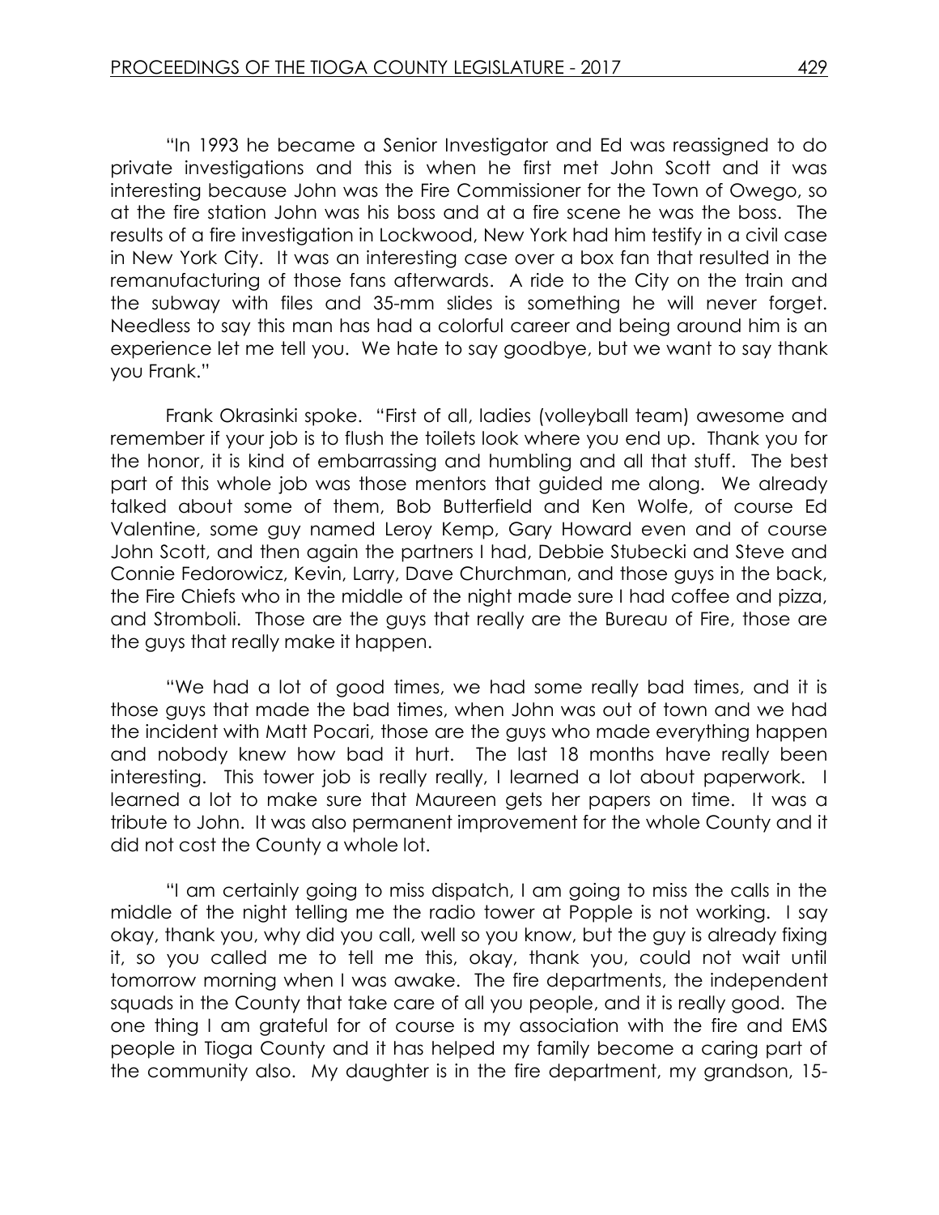"In 1993 he became a Senior Investigator and Ed was reassigned to do private investigations and this is when he first met John Scott and it was interesting because John was the Fire Commissioner for the Town of Owego, so at the fire station John was his boss and at a fire scene he was the boss. The results of a fire investigation in Lockwood, New York had him testify in a civil case in New York City. It was an interesting case over a box fan that resulted in the remanufacturing of those fans afterwards. A ride to the City on the train and the subway with files and 35-mm slides is something he will never forget. Needless to say this man has had a colorful career and being around him is an experience let me tell you. We hate to say goodbye, but we want to say thank you Frank."

Frank Okrasinki spoke. "First of all, ladies (volleyball team) awesome and remember if your job is to flush the toilets look where you end up. Thank you for the honor, it is kind of embarrassing and humbling and all that stuff. The best part of this whole job was those mentors that guided me along. We already talked about some of them, Bob Butterfield and Ken Wolfe, of course Ed Valentine, some guy named Leroy Kemp, Gary Howard even and of course John Scott, and then again the partners I had, Debbie Stubecki and Steve and Connie Fedorowicz, Kevin, Larry, Dave Churchman, and those guys in the back, the Fire Chiefs who in the middle of the night made sure I had coffee and pizza, and Stromboli. Those are the guys that really are the Bureau of Fire, those are the guys that really make it happen.

"We had a lot of good times, we had some really bad times, and it is those guys that made the bad times, when John was out of town and we had the incident with Matt Pocari, those are the guys who made everything happen and nobody knew how bad it hurt. The last 18 months have really been interesting. This tower job is really really, I learned a lot about paperwork. I learned a lot to make sure that Maureen gets her papers on time. It was a tribute to John. It was also permanent improvement for the whole County and it did not cost the County a whole lot.

"I am certainly going to miss dispatch, I am going to miss the calls in the middle of the night telling me the radio tower at Popple is not working. I say okay, thank you, why did you call, well so you know, but the guy is already fixing it, so you called me to tell me this, okay, thank you, could not wait until tomorrow morning when I was awake. The fire departments, the independent squads in the County that take care of all you people, and it is really good. The one thing I am grateful for of course is my association with the fire and EMS people in Tioga County and it has helped my family become a caring part of the community also. My daughter is in the fire department, my grandson, 15-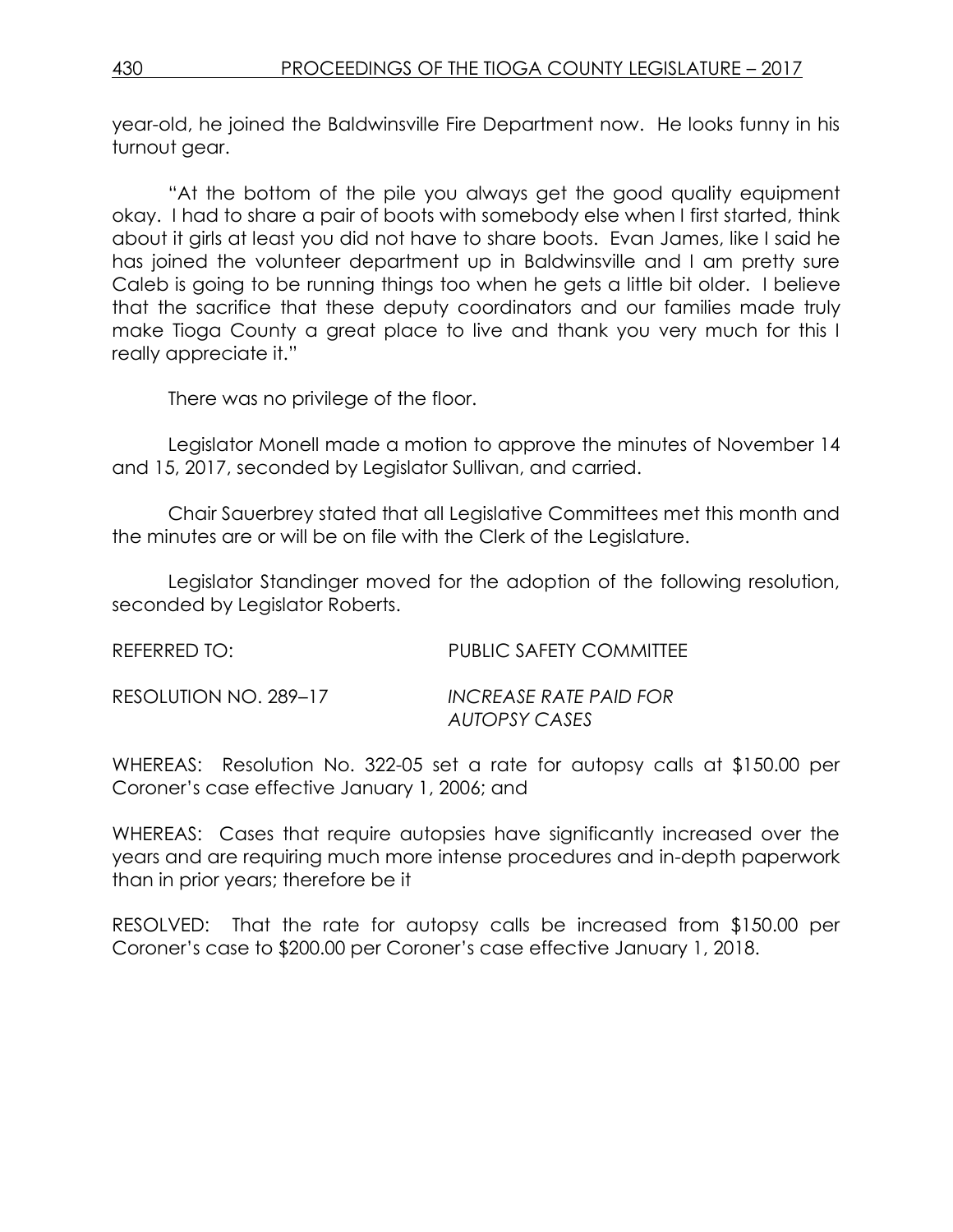year-old, he joined the Baldwinsville Fire Department now. He looks funny in his turnout gear.

"At the bottom of the pile you always get the good quality equipment okay. I had to share a pair of boots with somebody else when I first started, think about it girls at least you did not have to share boots. Evan James, like I said he has joined the volunteer department up in Baldwinsville and I am pretty sure Caleb is going to be running things too when he gets a little bit older. I believe that the sacrifice that these deputy coordinators and our families made truly make Tioga County a great place to live and thank you very much for this I really appreciate it."

There was no privilege of the floor.

Legislator Monell made a motion to approve the minutes of November 14 and 15, 2017, seconded by Legislator Sullivan, and carried.

Chair Sauerbrey stated that all Legislative Committees met this month and the minutes are or will be on file with the Clerk of the Legislature.

Legislator Standinger moved for the adoption of the following resolution, seconded by Legislator Roberts.

REFERRED TO: PUBLIC SAFETY COMMITTEE

RESOLUTION NO. 289–17 *INCREASE RATE PAID FOR AUTOPSY CASES*

WHEREAS: Resolution No. 322-05 set a rate for autopsy calls at $150.00 per Coroner's case effective January 1, 2006; and

WHEREAS: Cases that require autopsies have significantly increased over the years and are requiring much more intense procedures and in-depth paperwork than in prior years; therefore be it

RESOLVED: That the rate for autopsy calls be increased from $150.00 per Coroner's case to $200.00 per Coroner's case effective January 1, 2018.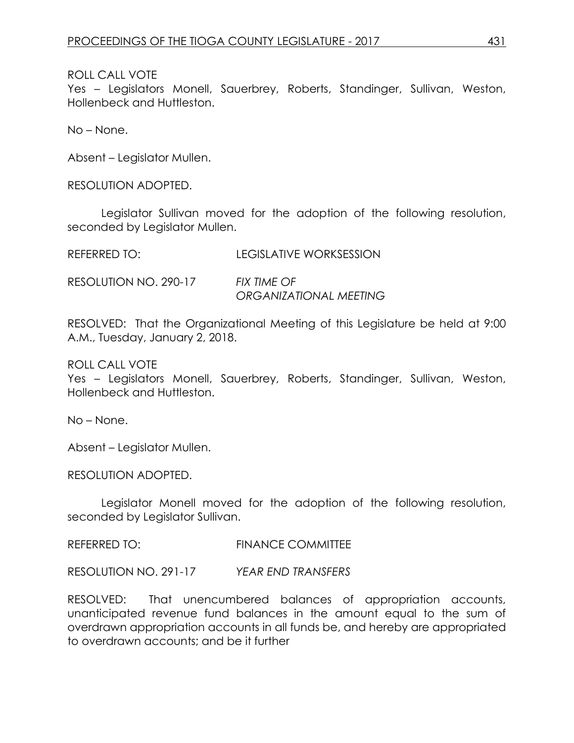ROLL CALL VOTE
Yes – Legislators Monell, Sauerbrey, Roberts, Standinger, Sullivan, Weston, Hollenbeck and Huttleston.

No – None.

Absent – Legislator Mullen.

RESOLUTION ADOPTED.

Legislator Sullivan moved for the adoption of the following resolution, seconded by Legislator Mullen.

REFERRED TO: LEGISLATIVE WORKSESSION

RESOLUTION NO. 290-17 *FIX TIME OF ORGANIZATIONAL MEETING*

RESOLVED: That the Organizational Meeting of this Legislature be held at 9:00 A.M., Tuesday, January 2, 2018.

ROLL CALL VOTE
Yes – Legislators Monell, Sauerbrey, Roberts, Standinger, Sullivan, Weston, Hollenbeck and Huttleston.

No – None.

Absent – Legislator Mullen.

RESOLUTION ADOPTED.

Legislator Monell moved for the adoption of the following resolution, seconded by Legislator Sullivan.

REFERRED TO: FINANCE COMMITTEE

RESOLUTION NO. 291-17 *YEAR END TRANSFERS*

RESOLVED: That unencumbered balances of appropriation accounts, unanticipated revenue fund balances in the amount equal to the sum of overdrawn appropriation accounts in all funds be, and hereby are appropriated to overdrawn accounts; and be it further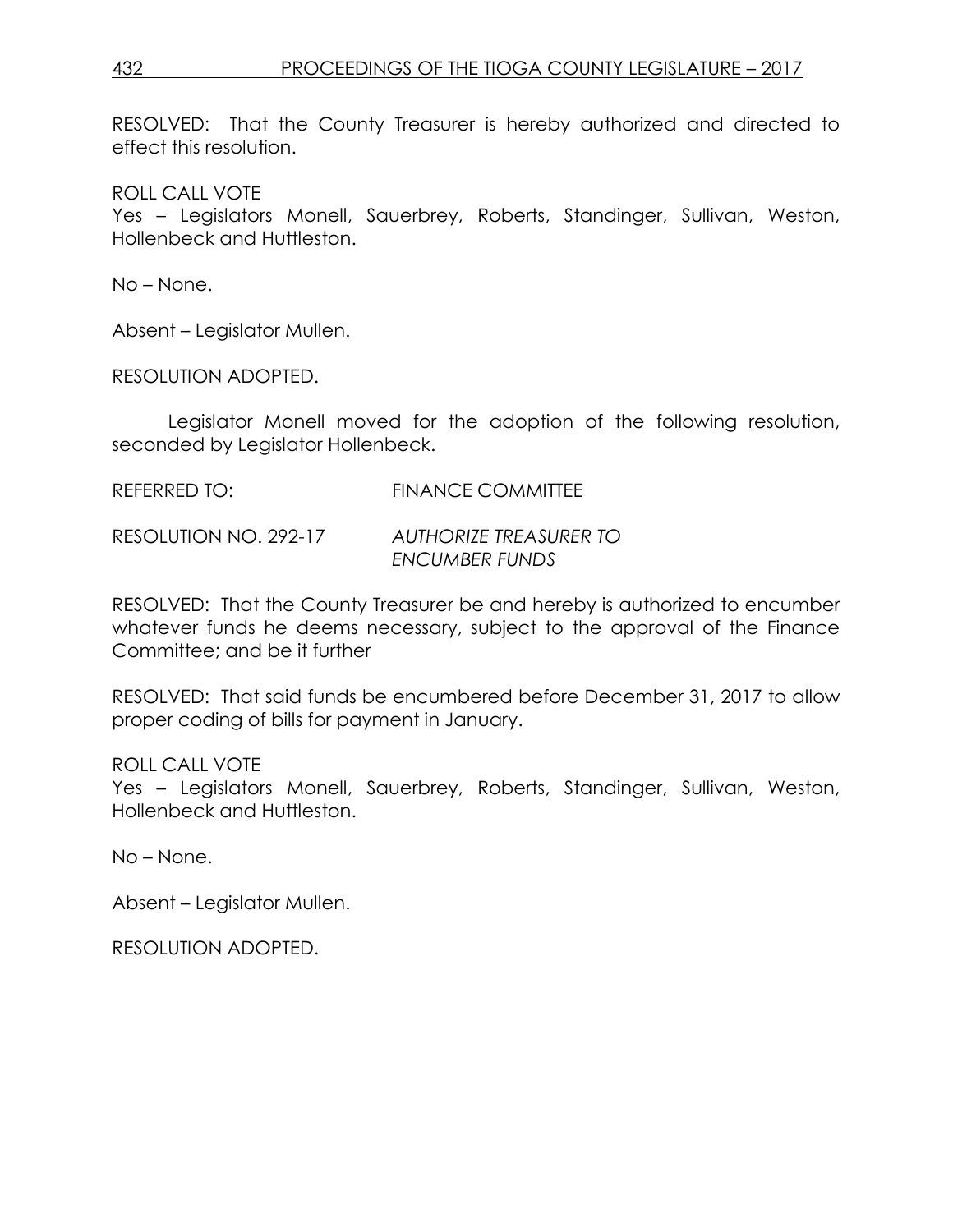RESOLVED: That the County Treasurer is hereby authorized and directed to effect this resolution.

ROLL CALL VOTE
Yes – Legislators Monell, Sauerbrey, Roberts, Standinger, Sullivan, Weston, Hollenbeck and Huttleston.

No – None.

Absent – Legislator Mullen.

RESOLUTION ADOPTED.

Legislator Monell moved for the adoption of the following resolution, seconded by Legislator Hollenbeck.

REFERRED TO: FINANCE COMMITTEE

RESOLUTION NO. 292-17 *AUTHORIZE TREASURER TO ENCUMBER FUNDS*

RESOLVED: That the County Treasurer be and hereby is authorized to encumber whatever funds he deems necessary, subject to the approval of the Finance Committee; and be it further

RESOLVED: That said funds be encumbered before December 31, 2017 to allow proper coding of bills for payment in January.

ROLL CALL VOTE
Yes – Legislators Monell, Sauerbrey, Roberts, Standinger, Sullivan, Weston, Hollenbeck and Huttleston.

No – None.

Absent – Legislator Mullen.

RESOLUTION ADOPTED.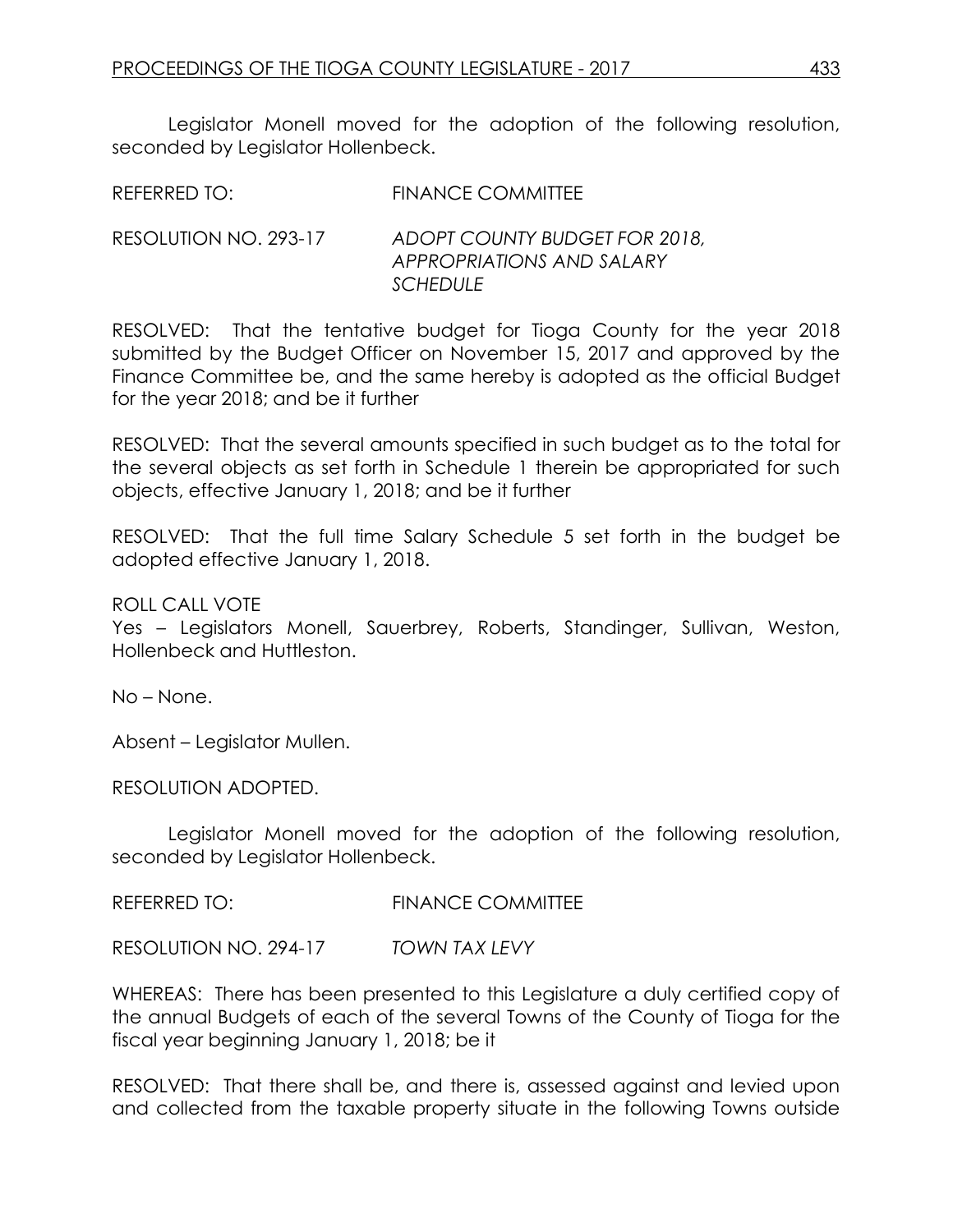Legislator Monell moved for the adoption of the following resolution, seconded by Legislator Hollenbeck.

REFERRED TO: FINANCE COMMITTEE

RESOLUTION NO. 293-17 *ADOPT COUNTY BUDGET FOR 2018, APPROPRIATIONS AND SALARY SCHEDULE*

RESOLVED: That the tentative budget for Tioga County for the year 2018 submitted by the Budget Officer on November 15, 2017 and approved by the Finance Committee be, and the same hereby is adopted as the official Budget for the year 2018; and be it further

RESOLVED: That the several amounts specified in such budget as to the total for the several objects as set forth in Schedule 1 therein be appropriated for such objects, effective January 1, 2018; and be it further

RESOLVED: That the full time Salary Schedule 5 set forth in the budget be adopted effective January 1, 2018.

ROLL CALL VOTE
Yes – Legislators Monell, Sauerbrey, Roberts, Standinger, Sullivan, Weston, Hollenbeck and Huttleston.

No – None.

Absent – Legislator Mullen.

RESOLUTION ADOPTED.

Legislator Monell moved for the adoption of the following resolution, seconded by Legislator Hollenbeck.

REFERRED TO: FINANCE COMMITTEE

RESOLUTION NO. 294-17 *TOWN TAX LEVY*

WHEREAS: There has been presented to this Legislature a duly certified copy of the annual Budgets of each of the several Towns of the County of Tioga for the fiscal year beginning January 1, 2018; be it

RESOLVED: That there shall be, and there is, assessed against and levied upon and collected from the taxable property situate in the following Towns outside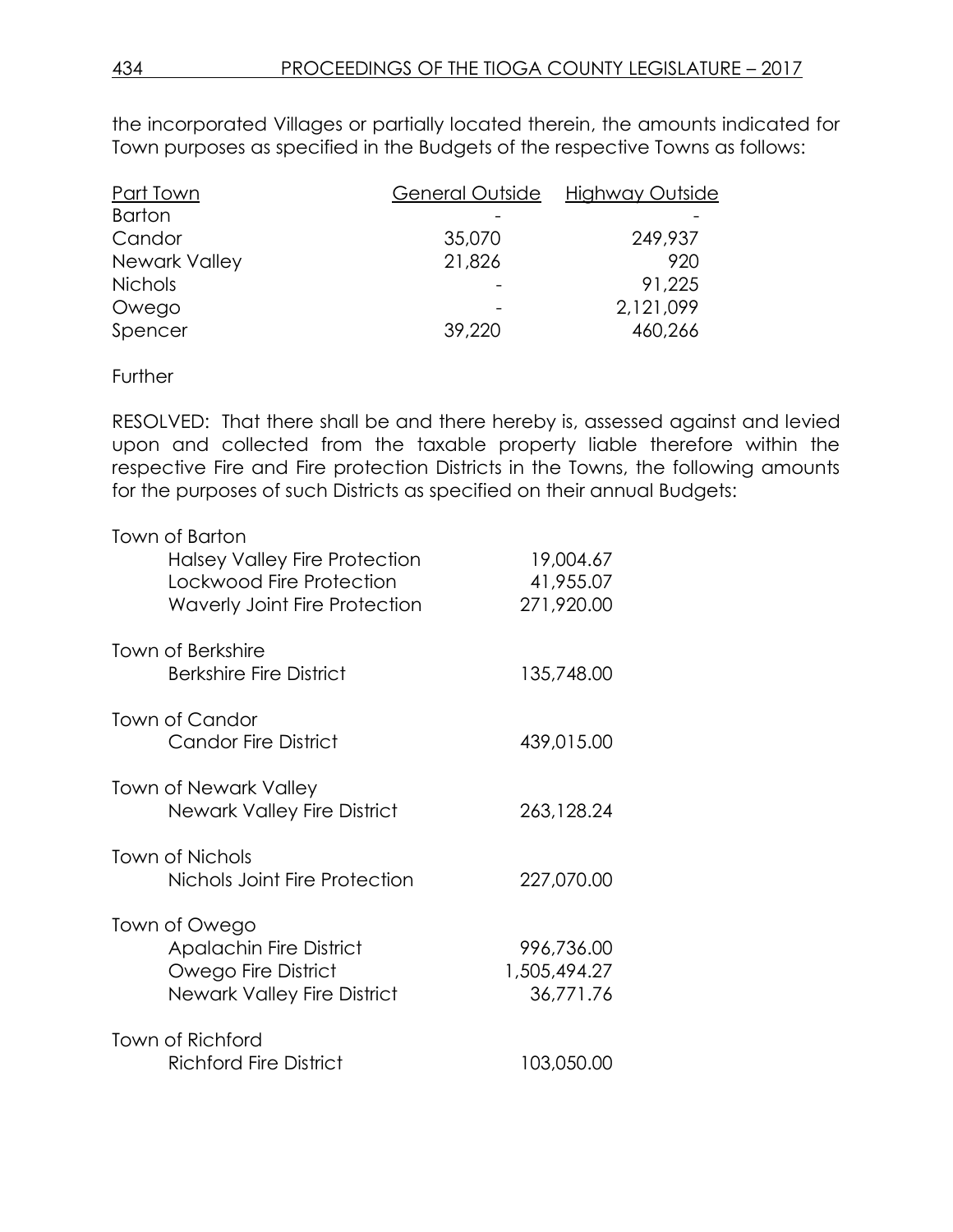the incorporated Villages or partially located therein, the amounts indicated for Town purposes as specified in the Budgets of the respective Towns as follows:

| Part Town | General Outside | Highway Outside |
|---|---|---|
| Barton | - | - |
| Candor | 35,070 | 249,937 |
| Newark Valley | 21,826 | 920 |
| Nichols | - | 91,225 |
| Owego | - | 2,121,099 |
| Spencer | 39,220 | 460,266 |

Further

RESOLVED: That there shall be and there hereby is, assessed against and levied upon and collected from the taxable property liable therefore within the respective Fire and Fire protection Districts in the Towns, the following amounts for the purposes of such Districts as specified on their annual Budgets:

| | |
|---|---|
| Town of Barton | |
| Halsey Valley Fire Protection | 19,004.67 |
| Lockwood Fire Protection | 41,955.07 |
| Waverly Joint Fire Protection | 271,920.00 |
| Town of Berkshire | |
| Berkshire Fire District | 135,748.00 |
| Town of Candor | |
| Candor Fire District | 439,015.00 |
| Town of Newark Valley | |
| Newark Valley Fire District | 263,128.24 |
| Town of Nichols | |
| Nichols Joint Fire Protection | 227,070.00 |
| Town of Owego | |
| Apalachin Fire District | 996,736.00 |
| Owego Fire District | 1,505,494.27 |
| Newark Valley Fire District | 36,771.76 |
| Town of Richford | |
| Richford Fire District | 103,050.00 |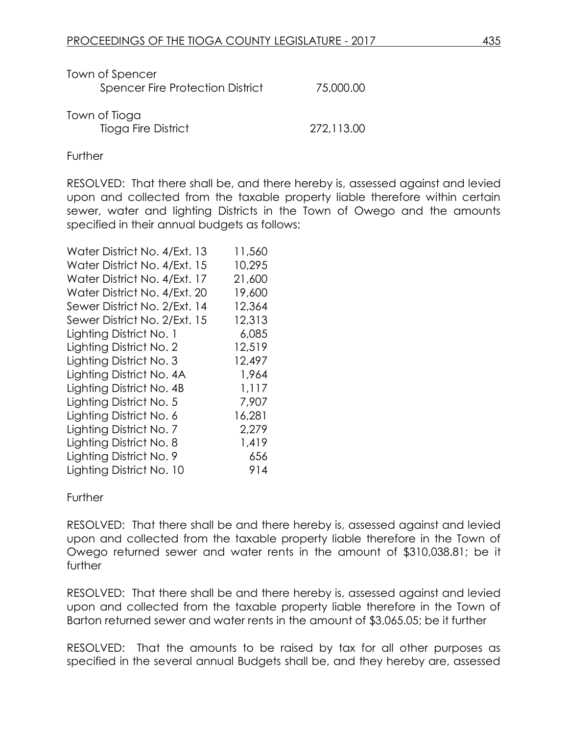Town of Spencer

| | |
|---|---|
| Spencer Fire Protection District | 75,000.00 |

Town of Tioga

| | |
|---|---|
| Tioga Fire District | 272,113.00 |

Further

RESOLVED: That there shall be, and there hereby is, assessed against and levied upon and collected from the taxable property liable therefore within certain sewer, water and lighting Districts in the Town of Owego and the amounts specified in their annual budgets as follows:

| | |
|---|---|
| Water District No. 4/Ext. 13 | 11,560 |
| Water District No. 4/Ext. 15 | 10,295 |
| Water District No. 4/Ext. 17 | 21,600 |
| Water District No. 4/Ext. 20 | 19,600 |
| Sewer District No. 2/Ext. 14 | 12,364 |
| Sewer District No. 2/Ext. 15 | 12,313 |
| Lighting District No. 1 | 6,085 |
| Lighting District No. 2 | 12,519 |
| Lighting District No. 3 | 12,497 |
| Lighting District No. 4A | 1,964 |
| Lighting District No. 4B | 1,117 |
| Lighting District No. 5 | 7,907 |
| Lighting District No. 6 | 16,281 |
| Lighting District No. 7 | 2,279 |
| Lighting District No. 8 | 1,419 |
| Lighting District No. 9 | 656 |
| Lighting District No. 10 | 914 |

Further

RESOLVED: That there shall be and there hereby is, assessed against and levied upon and collected from the taxable property liable therefore in the Town of Owego returned sewer and water rents in the amount of $310,038.81; be it further

RESOLVED: That there shall be and there hereby is, assessed against and levied upon and collected from the taxable property liable therefore in the Town of Barton returned sewer and water rents in the amount of $3,065.05; be it further

RESOLVED: That the amounts to be raised by tax for all other purposes as specified in the several annual Budgets shall be, and they hereby are, assessed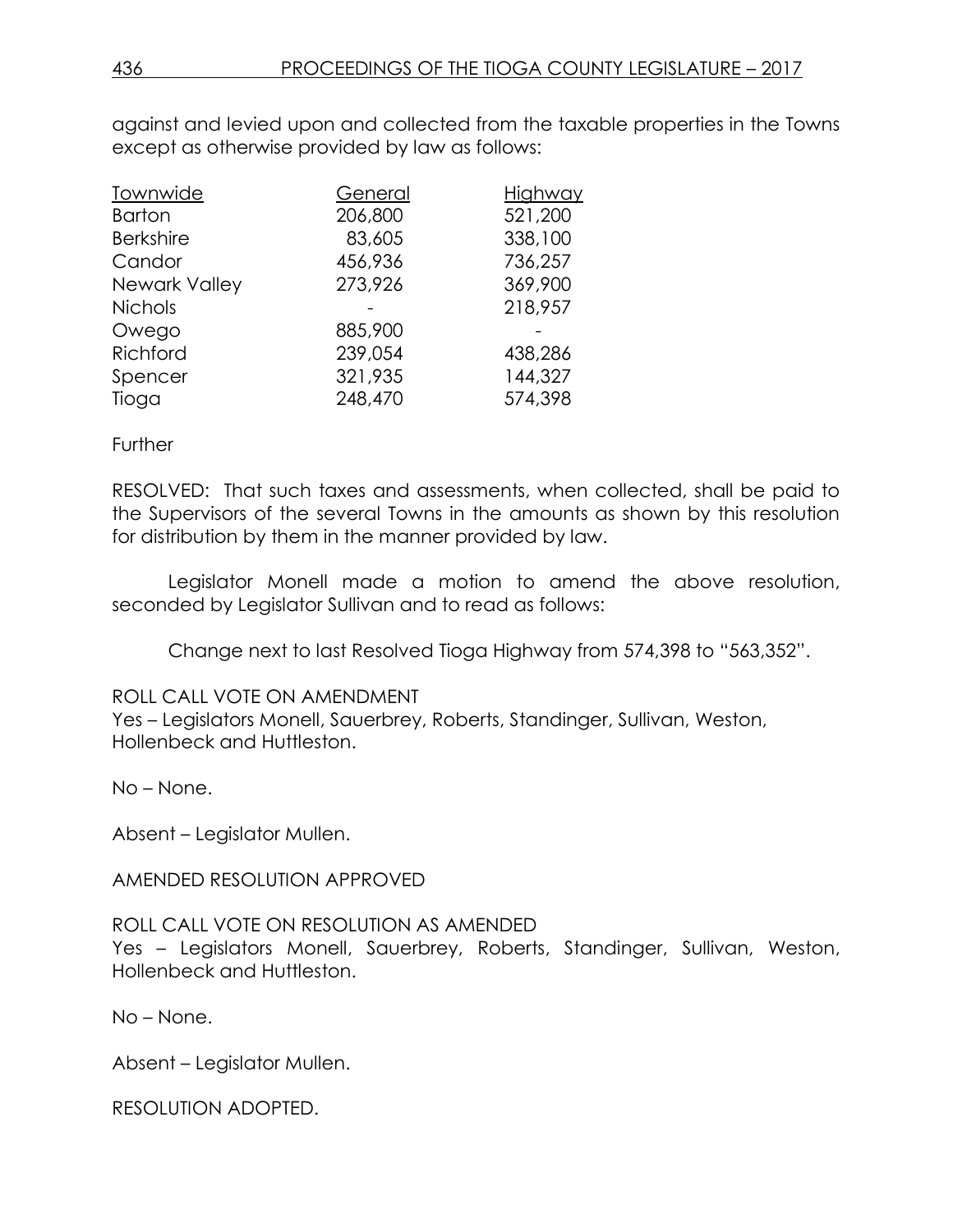against and levied upon and collected from the taxable properties in the Towns except as otherwise provided by law as follows:

| Townwide | General | Highway |
|---|---|---|
| Barton | 206,800 | 521,200 |
| Berkshire | 83,605 | 338,100 |
| Candor | 456,936 | 736,257 |
| Newark Valley | 273,926 | 369,900 |
| Nichols | - | 218,957 |
| Owego | 885,900 | - |
| Richford | 239,054 | 438,286 |
| Spencer | 321,935 | 144,327 |
| Tioga | 248,470 | 574,398 |

Further

RESOLVED: That such taxes and assessments, when collected, shall be paid to the Supervisors of the several Towns in the amounts as shown by this resolution for distribution by them in the manner provided by law.

Legislator Monell made a motion to amend the above resolution, seconded by Legislator Sullivan and to read as follows:

Change next to last Resolved Tioga Highway from 574,398 to "563,352".

ROLL CALL VOTE ON AMENDMENT
Yes – Legislators Monell, Sauerbrey, Roberts, Standinger, Sullivan, Weston, Hollenbeck and Huttleston.

No – None.

Absent – Legislator Mullen.

AMENDED RESOLUTION APPROVED

ROLL CALL VOTE ON RESOLUTION AS AMENDED
Yes – Legislators Monell, Sauerbrey, Roberts, Standinger, Sullivan, Weston, Hollenbeck and Huttleston.

No – None.

Absent – Legislator Mullen.

RESOLUTION ADOPTED.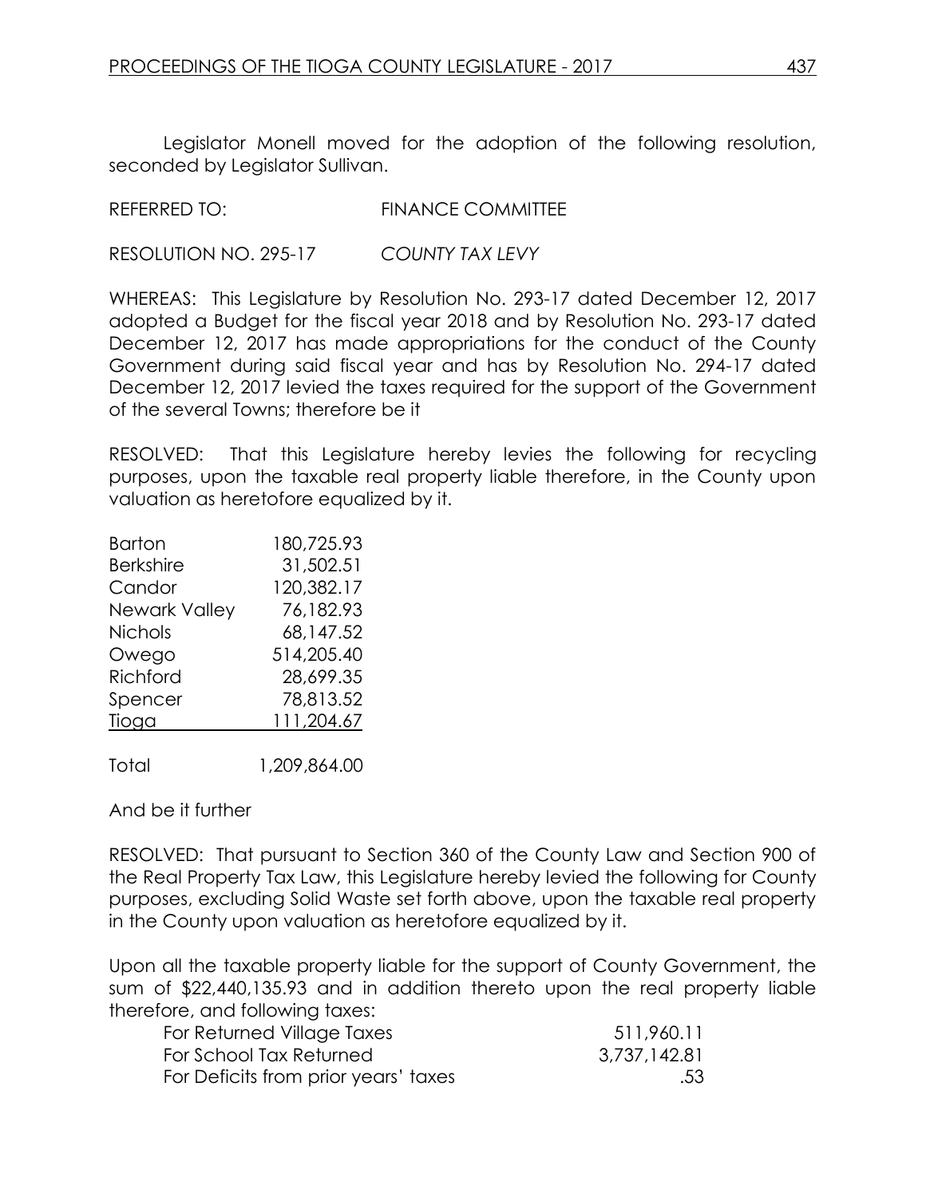Legislator Monell moved for the adoption of the following resolution, seconded by Legislator Sullivan.

REFERRED TO: FINANCE COMMITTEE

RESOLUTION NO. 295-17 *COUNTY TAX LEVY*

WHEREAS: This Legislature by Resolution No. 293-17 dated December 12, 2017 adopted a Budget for the fiscal year 2018 and by Resolution No. 293-17 dated December 12, 2017 has made appropriations for the conduct of the County Government during said fiscal year and has by Resolution No. 294-17 dated December 12, 2017 levied the taxes required for the support of the Government of the several Towns; therefore be it

RESOLVED: That this Legislature hereby levies the following for recycling purposes, upon the taxable real property liable therefore, in the County upon valuation as heretofore equalized by it.

| | |
|---|---:|
| Barton | 180,725.93 |
| Berkshire | 31,502.51 |
| Candor | 120,382.17 |
| Newark Valley | 76,182.93 |
| Nichols | 68,147.52 |
| Owego | 514,205.40 |
| Richford | 28,699.35 |
| Spencer | 78,813.52 |
| Tioga | 111,204.67 |
| Total | 1,209,864.00 |

And be it further

RESOLVED: That pursuant to Section 360 of the County Law and Section 900 of the Real Property Tax Law, this Legislature hereby levied the following for County purposes, excluding Solid Waste set forth above, upon the taxable real property in the County upon valuation as heretofore equalized by it.

Upon all the taxable property liable for the support of County Government, the sum of $22,440,135.93 and in addition thereto upon the real property liable therefore, and following taxes:

| | |
|---|---:|
| For Returned Village Taxes | 511,960.11 |
| For School Tax Returned | 3,737,142.81 |
| For Deficits from prior years' taxes | .53 |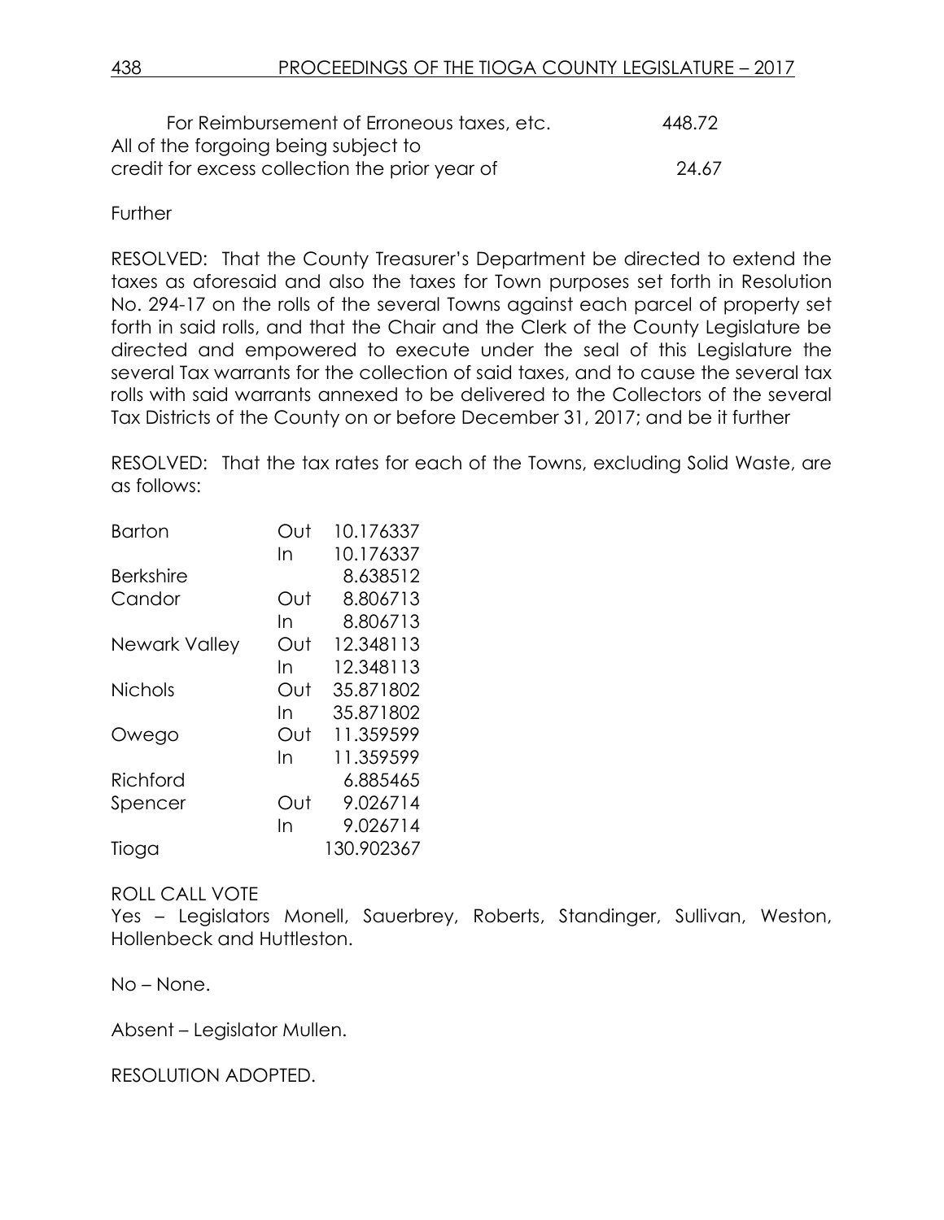| | |
|---|---|
| For Reimbursement of Erroneous taxes, etc. | 448.72 |
| All of the forgoing being subject to credit for excess collection the prior year of | 24.67 |

Further

RESOLVED: That the County Treasurer's Department be directed to extend the taxes as aforesaid and also the taxes for Town purposes set forth in Resolution No. 294-17 on the rolls of the several Towns against each parcel of property set forth in said rolls, and that the Chair and the Clerk of the County Legislature be directed and empowered to execute under the seal of this Legislature the several Tax warrants for the collection of said taxes, and to cause the several tax rolls with said warrants annexed to be delivered to the Collectors of the several Tax Districts of the County on or before December 31, 2017; and be it further

RESOLVED: That the tax rates for each of the Towns, excluding Solid Waste, are as follows:

| | | |
|---|---|---|
| Barton | Out | 10.176337 |
| | In | 10.176337 |
| Berkshire | | 8.638512 |
| Candor | Out | 8.806713 |
| | In | 8.806713 |
| Newark Valley | Out | 12.348113 |
| | In | 12.348113 |
| Nichols | Out | 35.871802 |
| | In | 35.871802 |
| Owego | Out | 11.359599 |
| | In | 11.359599 |
| Richford | | 6.885465 |
| Spencer | Out | 9.026714 |
| | In | 9.026714 |
| Tioga | | 130.902367 |

ROLL CALL VOTE
Yes – Legislators Monell, Sauerbrey, Roberts, Standinger, Sullivan, Weston, Hollenbeck and Huttleston.

No – None.

Absent – Legislator Mullen.

RESOLUTION ADOPTED.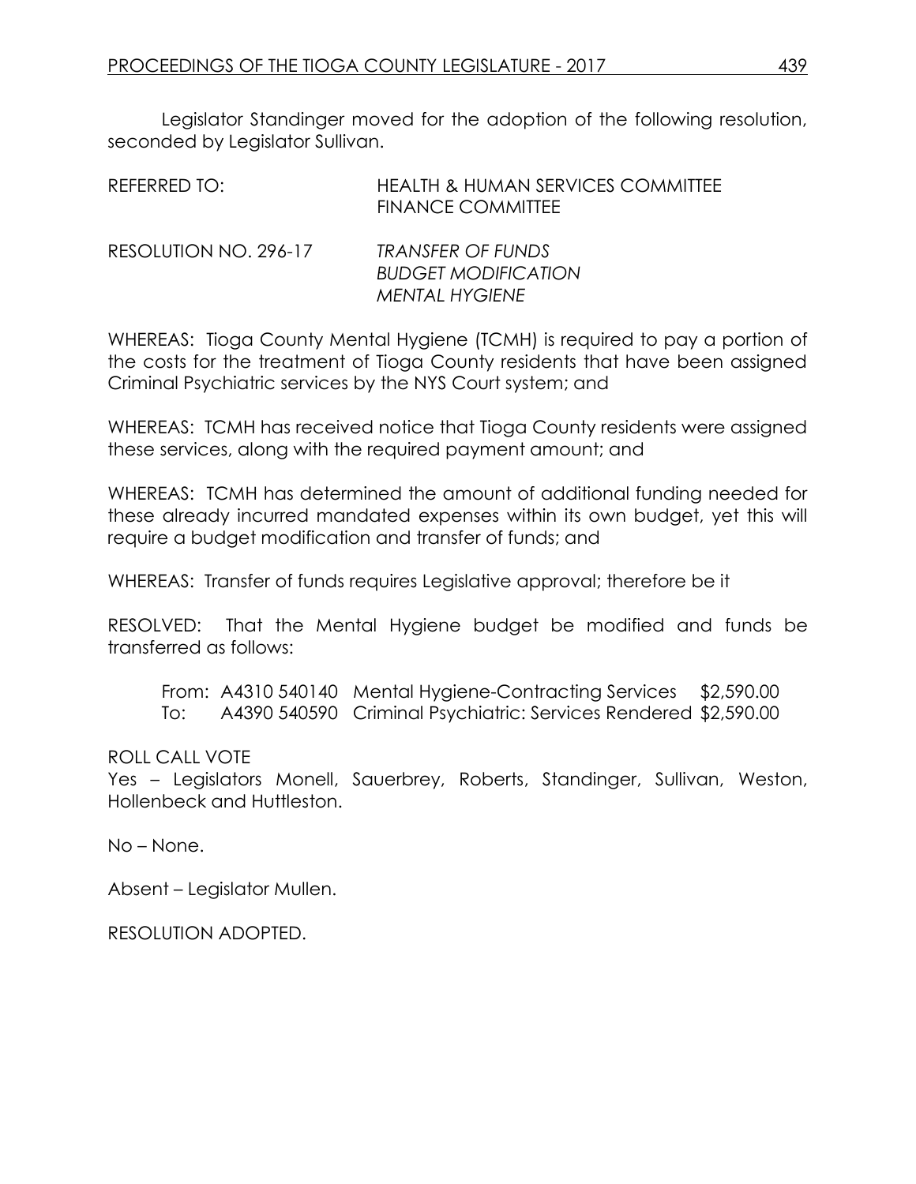Legislator Standinger moved for the adoption of the following resolution, seconded by Legislator Sullivan.

REFERRED TO: HEALTH & HUMAN SERVICES COMMITTEE
FINANCE COMMITTEE

RESOLUTION NO. 296-17 *TRANSFER OF FUNDS*
*BUDGET MODIFICATION*
*MENTAL HYGIENE*

WHEREAS: Tioga County Mental Hygiene (TCMH) is required to pay a portion of the costs for the treatment of Tioga County residents that have been assigned Criminal Psychiatric services by the NYS Court system; and

WHEREAS: TCMH has received notice that Tioga County residents were assigned these services, along with the required payment amount; and

WHEREAS: TCMH has determined the amount of additional funding needed for these already incurred mandated expenses within its own budget, yet this will require a budget modification and transfer of funds; and

WHEREAS: Transfer of funds requires Legislative approval; therefore be it

RESOLVED: That the Mental Hygiene budget be modified and funds be transferred as follows:

| | | | |
|---|---|---|---|
| From: | A4310 540140 | Mental Hygiene-Contracting Services | $2,590.00 |
| To: | A4390 540590 | Criminal Psychiatric: Services Rendered | $2,590.00 |

ROLL CALL VOTE
Yes – Legislators Monell, Sauerbrey, Roberts, Standinger, Sullivan, Weston, Hollenbeck and Huttleston.

No – None.

Absent – Legislator Mullen.

RESOLUTION ADOPTED.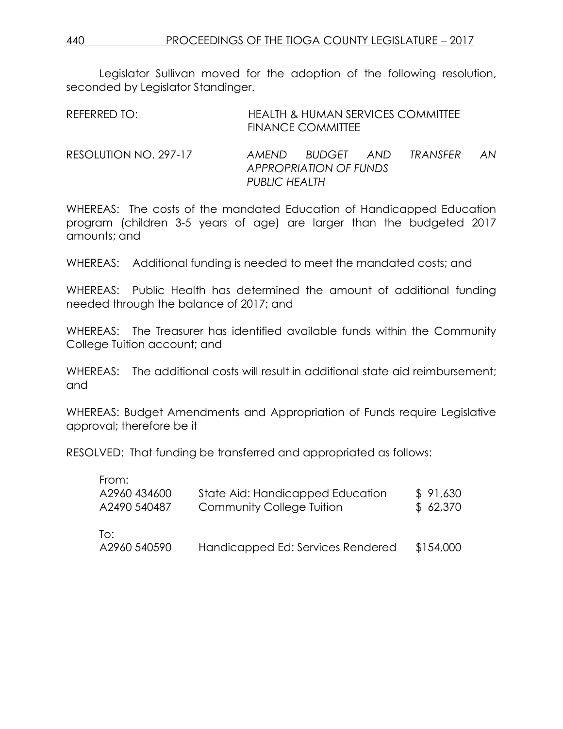Legislator Sullivan moved for the adoption of the following resolution, seconded by Legislator Standinger.

REFERRED TO: HEALTH & HUMAN SERVICES COMMITTEE
FINANCE COMMITTEE

RESOLUTION NO. 297-17 *AMEND BUDGET AND TRANSFER AN APPROPRIATION OF FUNDS PUBLIC HEALTH*

WHEREAS: The costs of the mandated Education of Handicapped Education program (children 3-5 years of age) are larger than the budgeted 2017 amounts; and

WHEREAS: Additional funding is needed to meet the mandated costs; and

WHEREAS: Public Health has determined the amount of additional funding needed through the balance of 2017; and

WHEREAS: The Treasurer has identified available funds within the Community College Tuition account; and

WHEREAS: The additional costs will result in additional state aid reimbursement; and

WHEREAS: Budget Amendments and Appropriation of Funds require Legislative approval; therefore be it

RESOLVED: That funding be transferred and appropriated as follows:

| | | |
|---|---|---|
| From: | | |
| A2960 434600 | State Aid: Handicapped Education | $ 91,630 |
| A2490 540487 | Community College Tuition | $ 62,370 |
| To: | | |
| A2960 540590 | Handicapped Ed: Services Rendered | $154,000 |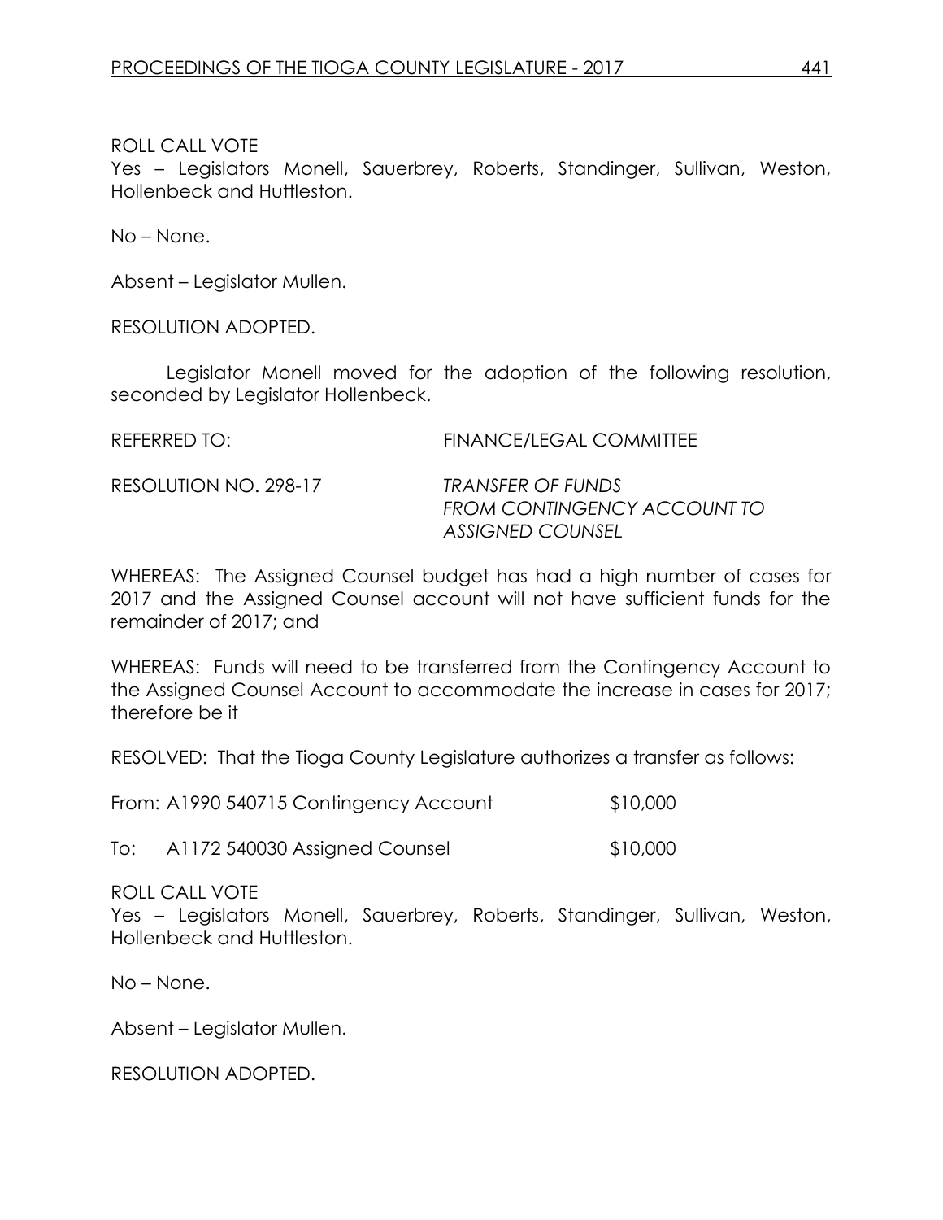ROLL CALL VOTE
Yes – Legislators Monell, Sauerbrey, Roberts, Standinger, Sullivan, Weston, Hollenbeck and Huttleston.

No – None.

Absent – Legislator Mullen.

RESOLUTION ADOPTED.

Legislator Monell moved for the adoption of the following resolution, seconded by Legislator Hollenbeck.

REFERRED TO: FINANCE/LEGAL COMMITTEE

RESOLUTION NO. 298-17 *TRANSFER OF FUNDS FROM CONTINGENCY ACCOUNT TO ASSIGNED COUNSEL*

WHEREAS: The Assigned Counsel budget has had a high number of cases for 2017 and the Assigned Counsel account will not have sufficient funds for the remainder of 2017; and

WHEREAS: Funds will need to be transferred from the Contingency Account to the Assigned Counsel Account to accommodate the increase in cases for 2017; therefore be it

RESOLVED: That the Tioga County Legislature authorizes a transfer as follows:

From: A1990 540715 Contingency Account $10,000

To: A1172 540030 Assigned Counsel $10,000

ROLL CALL VOTE
Yes – Legislators Monell, Sauerbrey, Roberts, Standinger, Sullivan, Weston, Hollenbeck and Huttleston.

No – None.

Absent – Legislator Mullen.

RESOLUTION ADOPTED.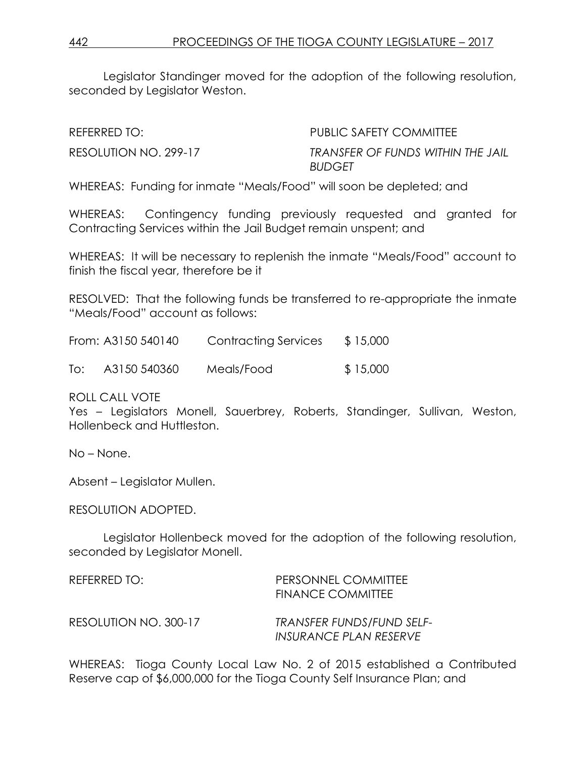Legislator Standinger moved for the adoption of the following resolution, seconded by Legislator Weston.

REFERRED TO: PUBLIC SAFETY COMMITTEE

RESOLUTION NO. 299-17 *TRANSFER OF FUNDS WITHIN THE JAIL BUDGET*

WHEREAS: Funding for inmate "Meals/Food" will soon be depleted; and

WHEREAS: Contingency funding previously requested and granted for Contracting Services within the Jail Budget remain unspent; and

WHEREAS: It will be necessary to replenish the inmate "Meals/Food" account to finish the fiscal year, therefore be it

RESOLVED: That the following funds be transferred to re-appropriate the inmate "Meals/Food" account as follows:

| | | | |
|---|---|---|---|
| From: | A3150 540140 | Contracting Services | $ 15,000 |
| To: | A3150 540360 | Meals/Food | $ 15,000 |

ROLL CALL VOTE
Yes – Legislators Monell, Sauerbrey, Roberts, Standinger, Sullivan, Weston, Hollenbeck and Huttleston.

No – None.

Absent – Legislator Mullen.

RESOLUTION ADOPTED.

Legislator Hollenbeck moved for the adoption of the following resolution, seconded by Legislator Monell.

REFERRED TO: PERSONNEL COMMITTEE
FINANCE COMMITTEE

RESOLUTION NO. 300-17 *TRANSFER FUNDS/FUND SELF-INSURANCE PLAN RESERVE*

WHEREAS: Tioga County Local Law No. 2 of 2015 established a Contributed Reserve cap of $6,000,000 for the Tioga County Self Insurance Plan; and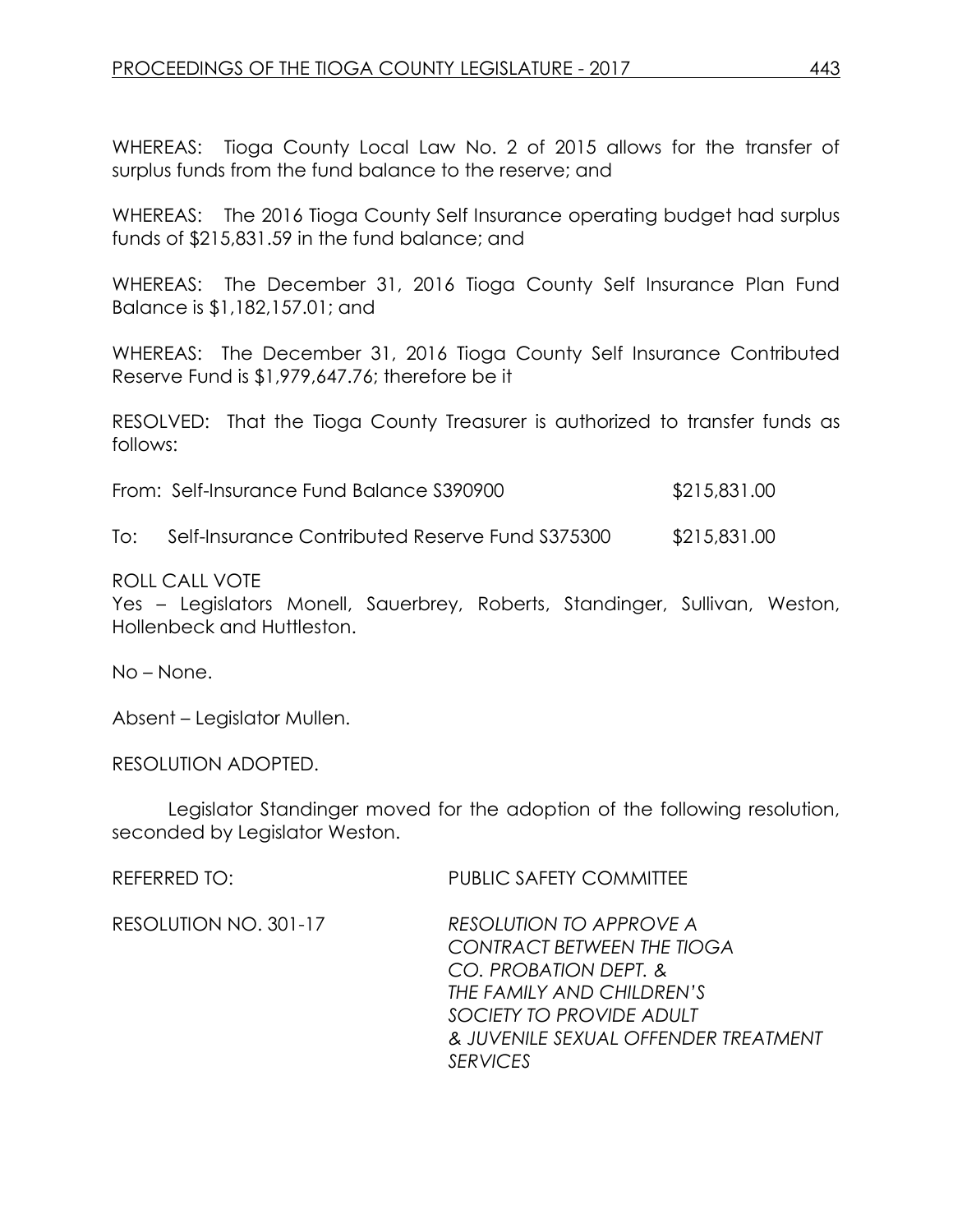WHEREAS: Tioga County Local Law No. 2 of 2015 allows for the transfer of surplus funds from the fund balance to the reserve; and

WHEREAS: The 2016 Tioga County Self Insurance operating budget had surplus funds of $215,831.59 in the fund balance; and

WHEREAS: The December 31, 2016 Tioga County Self Insurance Plan Fund Balance is $1,182,157.01; and

WHEREAS: The December 31, 2016 Tioga County Self Insurance Contributed Reserve Fund is $1,979,647.76; therefore be it

RESOLVED: That the Tioga County Treasurer is authorized to transfer funds as follows:

| | | |
|---|---|---|
| From: | Self-Insurance Fund Balance S390900 | $215,831.00 |
| To: | Self-Insurance Contributed Reserve Fund S375300 | $215,831.00 |

ROLL CALL VOTE
Yes – Legislators Monell, Sauerbrey, Roberts, Standinger, Sullivan, Weston, Hollenbeck and Huttleston.

No – None.

Absent – Legislator Mullen.

RESOLUTION ADOPTED.

Legislator Standinger moved for the adoption of the following resolution, seconded by Legislator Weston.

REFERRED TO: PUBLIC SAFETY COMMITTEE

RESOLUTION NO. 301-17 *RESOLUTION TO APPROVE A CONTRACT BETWEEN THE TIOGA CO. PROBATION DEPT. & THE FAMILY AND CHILDREN'S SOCIETY TO PROVIDE ADULT & JUVENILE SEXUAL OFFENDER TREATMENT SERVICES*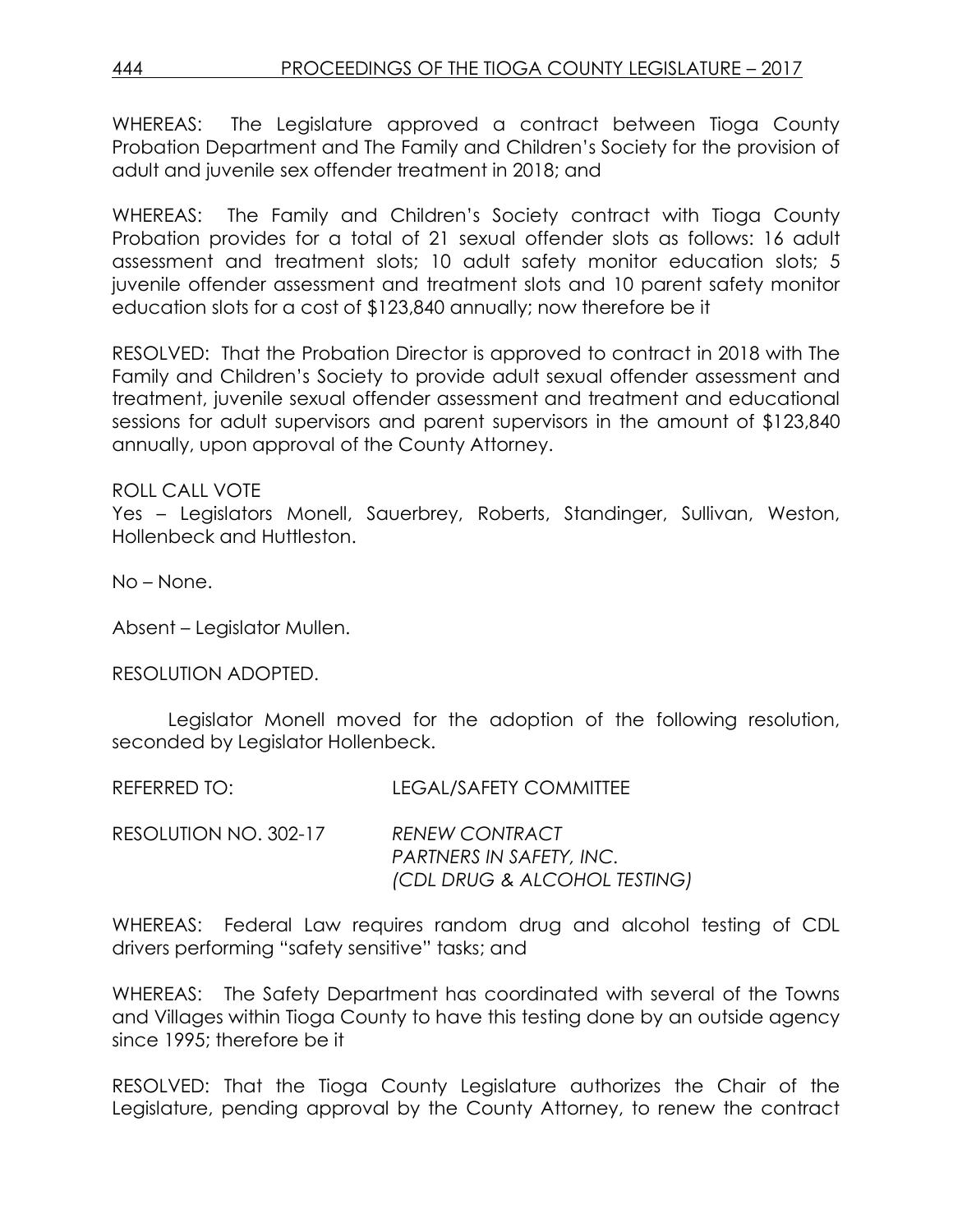WHEREAS: The Legislature approved a contract between Tioga County Probation Department and The Family and Children's Society for the provision of adult and juvenile sex offender treatment in 2018; and

WHEREAS: The Family and Children's Society contract with Tioga County Probation provides for a total of 21 sexual offender slots as follows: 16 adult assessment and treatment slots; 10 adult safety monitor education slots; 5 juvenile offender assessment and treatment slots and 10 parent safety monitor education slots for a cost of $123,840 annually; now therefore be it

RESOLVED: That the Probation Director is approved to contract in 2018 with The Family and Children's Society to provide adult sexual offender assessment and treatment, juvenile sexual offender assessment and treatment and educational sessions for adult supervisors and parent supervisors in the amount of $123,840 annually, upon approval of the County Attorney.

ROLL CALL VOTE
Yes – Legislators Monell, Sauerbrey, Roberts, Standinger, Sullivan, Weston, Hollenbeck and Huttleston.

No – None.

Absent – Legislator Mullen.

RESOLUTION ADOPTED.

Legislator Monell moved for the adoption of the following resolution, seconded by Legislator Hollenbeck.

REFERRED TO: LEGAL/SAFETY COMMITTEE

RESOLUTION NO. 302-17 *RENEW CONTRACT*
*PARTNERS IN SAFETY, INC.*
*(CDL DRUG & ALCOHOL TESTING)*

WHEREAS: Federal Law requires random drug and alcohol testing of CDL drivers performing "safety sensitive" tasks; and

WHEREAS: The Safety Department has coordinated with several of the Towns and Villages within Tioga County to have this testing done by an outside agency since 1995; therefore be it

RESOLVED: That the Tioga County Legislature authorizes the Chair of the Legislature, pending approval by the County Attorney, to renew the contract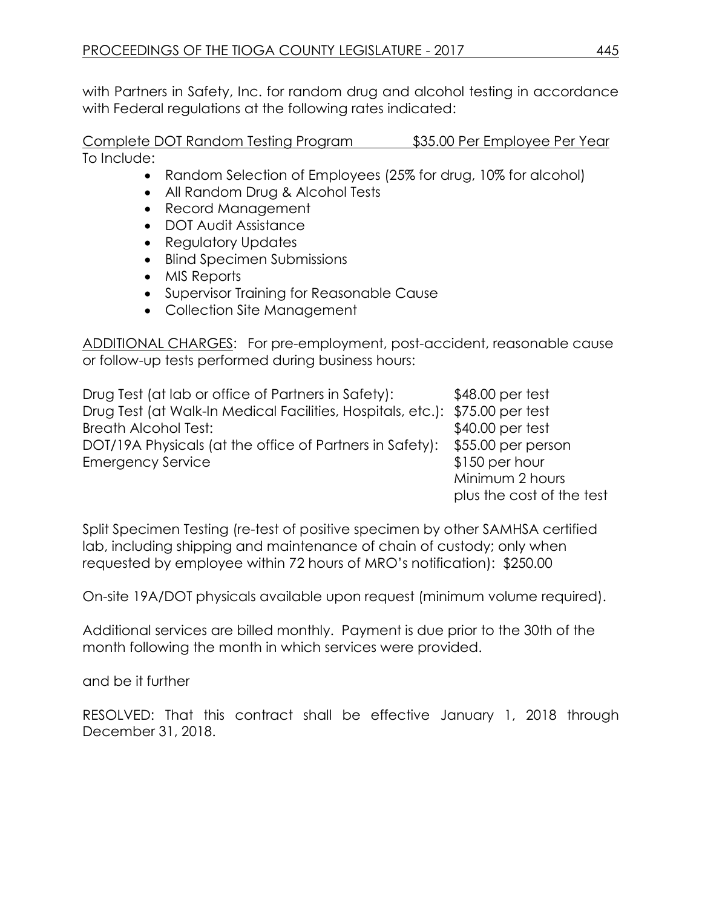with Partners in Safety, Inc. for random drug and alcohol testing in accordance with Federal regulations at the following rates indicated:

Complete DOT Random Testing Program $35.00 Per Employee Per Year

To Include:

- Random Selection of Employees (25% for drug, 10% for alcohol)
- All Random Drug & Alcohol Tests
- Record Management
- DOT Audit Assistance
- Regulatory Updates
- Blind Specimen Submissions
- MIS Reports
- Supervisor Training for Reasonable Cause
- Collection Site Management

ADDITIONAL CHARGES: For pre-employment, post-accident, reasonable cause or follow-up tests performed during business hours:

| | |
|---|---|
| Drug Test (at lab or office of Partners in Safety): | $48.00 per test |
| Drug Test (at Walk-In Medical Facilities, Hospitals, etc.): | $75.00 per test |
| Breath Alcohol Test: | $40.00 per test |
| DOT/19A Physicals (at the office of Partners in Safety): | $55.00 per person |
| Emergency Service | $150 per hour<br>Minimum 2 hours<br>plus the cost of the test |

Split Specimen Testing (re-test of positive specimen by other SAMHSA certified lab, including shipping and maintenance of chain of custody; only when requested by employee within 72 hours of MRO's notification): $250.00

On-site 19A/DOT physicals available upon request (minimum volume required).

Additional services are billed monthly. Payment is due prior to the 30th of the month following the month in which services were provided.

and be it further

RESOLVED: That this contract shall be effective January 1, 2018 through December 31, 2018.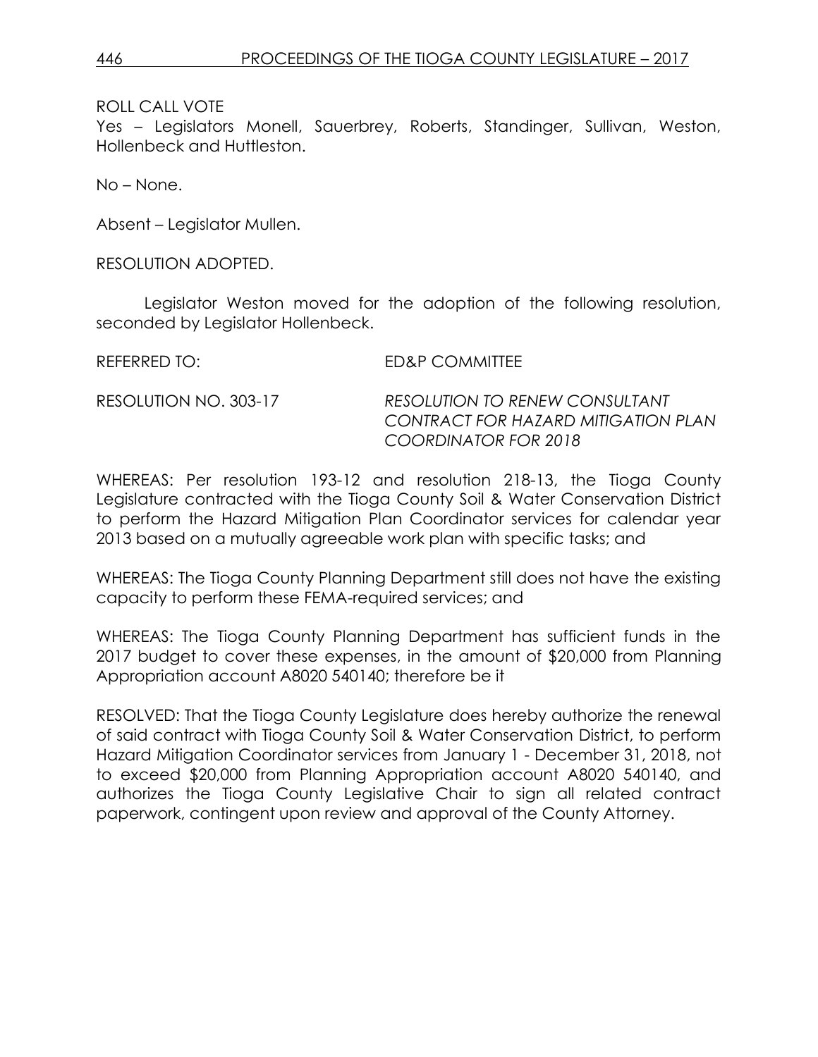ROLL CALL VOTE
Yes – Legislators Monell, Sauerbrey, Roberts, Standinger, Sullivan, Weston, Hollenbeck and Huttleston.

No – None.

Absent – Legislator Mullen.

RESOLUTION ADOPTED.

Legislator Weston moved for the adoption of the following resolution, seconded by Legislator Hollenbeck.

REFERRED TO: ED&P COMMITTEE

RESOLUTION NO. 303-17 *RESOLUTION TO RENEW CONSULTANT CONTRACT FOR HAZARD MITIGATION PLAN COORDINATOR FOR 2018*

WHEREAS: Per resolution 193-12 and resolution 218-13, the Tioga County Legislature contracted with the Tioga County Soil & Water Conservation District to perform the Hazard Mitigation Plan Coordinator services for calendar year 2013 based on a mutually agreeable work plan with specific tasks; and

WHEREAS: The Tioga County Planning Department still does not have the existing capacity to perform these FEMA-required services; and

WHEREAS: The Tioga County Planning Department has sufficient funds in the 2017 budget to cover these expenses, in the amount of $20,000 from Planning Appropriation account A8020 540140; therefore be it

RESOLVED: That the Tioga County Legislature does hereby authorize the renewal of said contract with Tioga County Soil & Water Conservation District, to perform Hazard Mitigation Coordinator services from January 1 - December 31, 2018, not to exceed $20,000 from Planning Appropriation account A8020 540140, and authorizes the Tioga County Legislative Chair to sign all related contract paperwork, contingent upon review and approval of the County Attorney.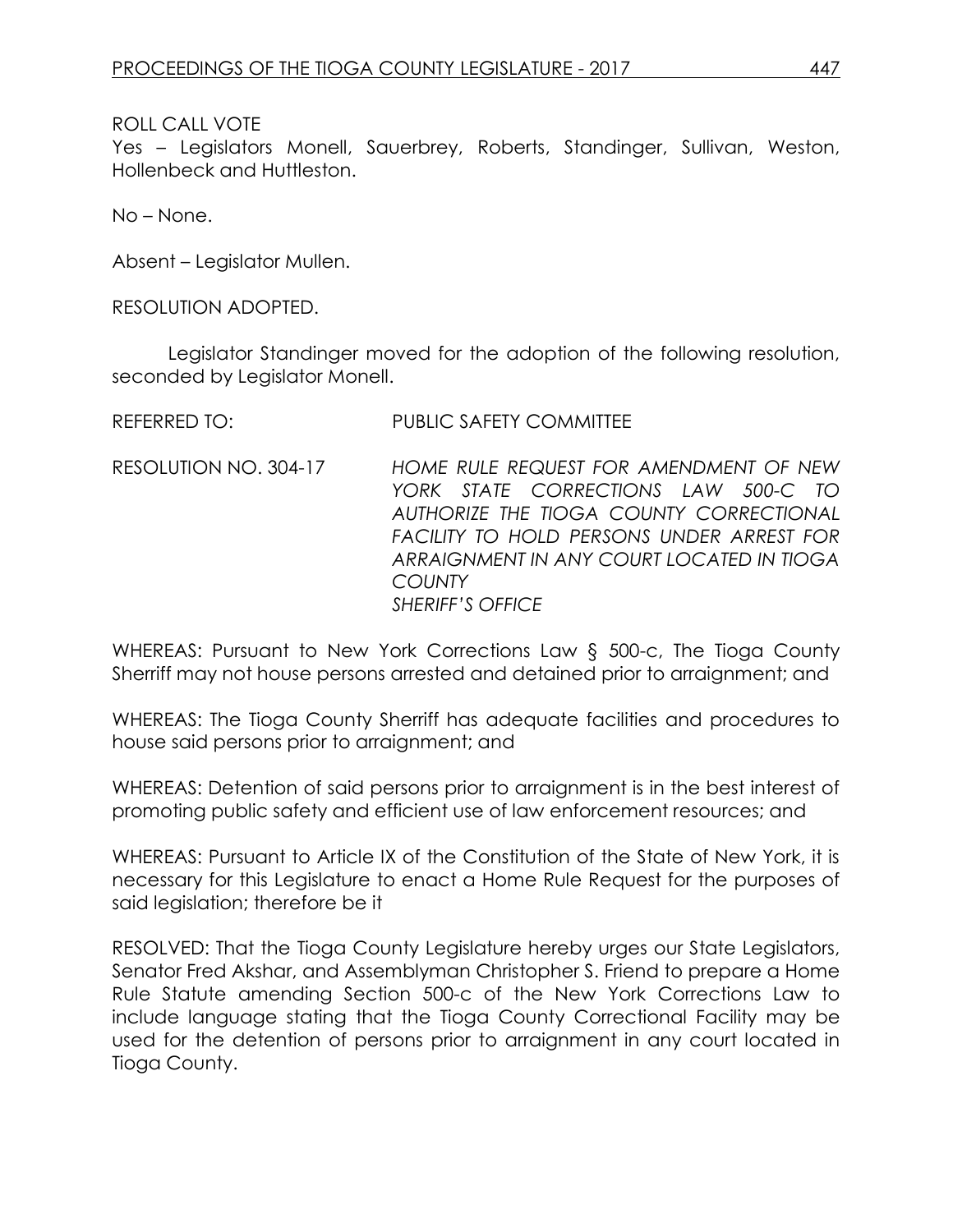ROLL CALL VOTE

Yes – Legislators Monell, Sauerbrey, Roberts, Standinger, Sullivan, Weston, Hollenbeck and Huttleston.

No – None.

Absent – Legislator Mullen.

RESOLUTION ADOPTED.

Legislator Standinger moved for the adoption of the following resolution, seconded by Legislator Monell.

REFERRED TO: PUBLIC SAFETY COMMITTEE

RESOLUTION NO. 304-17 *HOME RULE REQUEST FOR AMENDMENT OF NEW YORK STATE CORRECTIONS LAW 500-C TO AUTHORIZE THE TIOGA COUNTY CORRECTIONAL FACILITY TO HOLD PERSONS UNDER ARREST FOR ARRAIGNMENT IN ANY COURT LOCATED IN TIOGA COUNTY*
*SHERIFF'S OFFICE*

WHEREAS: Pursuant to New York Corrections Law § 500-c, The Tioga County Sherriff may not house persons arrested and detained prior to arraignment; and

WHEREAS: The Tioga County Sherriff has adequate facilities and procedures to house said persons prior to arraignment; and

WHEREAS: Detention of said persons prior to arraignment is in the best interest of promoting public safety and efficient use of law enforcement resources; and

WHEREAS: Pursuant to Article IX of the Constitution of the State of New York, it is necessary for this Legislature to enact a Home Rule Request for the purposes of said legislation; therefore be it

RESOLVED: That the Tioga County Legislature hereby urges our State Legislators, Senator Fred Akshar, and Assemblyman Christopher S. Friend to prepare a Home Rule Statute amending Section 500-c of the New York Corrections Law to include language stating that the Tioga County Correctional Facility may be used for the detention of persons prior to arraignment in any court located in Tioga County.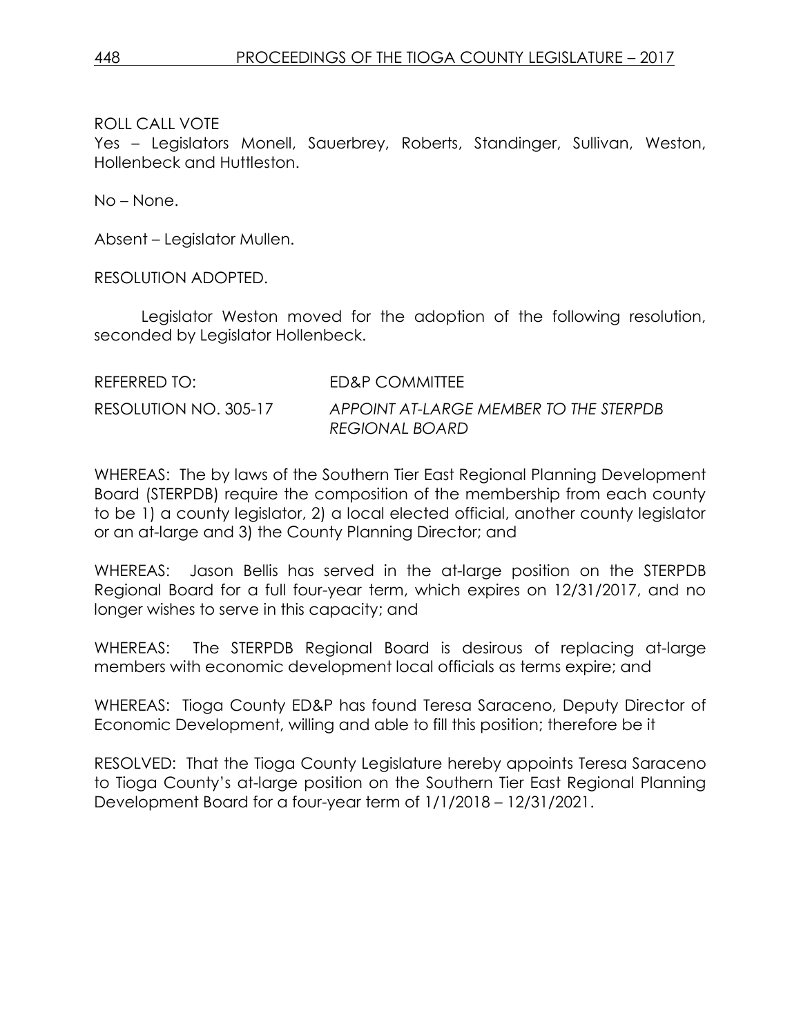ROLL CALL VOTE

Yes – Legislators Monell, Sauerbrey, Roberts, Standinger, Sullivan, Weston, Hollenbeck and Huttleston.

No – None.

Absent – Legislator Mullen.

RESOLUTION ADOPTED.

Legislator Weston moved for the adoption of the following resolution, seconded by Legislator Hollenbeck.

REFERRED TO: ED&P COMMITTEE

RESOLUTION NO. 305-17 *APPOINT AT-LARGE MEMBER TO THE STERPDB REGIONAL BOARD*

WHEREAS: The by laws of the Southern Tier East Regional Planning Development Board (STERPDB) require the composition of the membership from each county to be 1) a county legislator, 2) a local elected official, another county legislator or an at-large and 3) the County Planning Director; and

WHEREAS: Jason Bellis has served in the at-large position on the STERPDB Regional Board for a full four-year term, which expires on 12/31/2017, and no longer wishes to serve in this capacity; and

WHEREAS: The STERPDB Regional Board is desirous of replacing at-large members with economic development local officials as terms expire; and

WHEREAS: Tioga County ED&P has found Teresa Saraceno, Deputy Director of Economic Development, willing and able to fill this position; therefore be it

RESOLVED: That the Tioga County Legislature hereby appoints Teresa Saraceno to Tioga County's at-large position on the Southern Tier East Regional Planning Development Board for a four-year term of 1/1/2018 – 12/31/2021.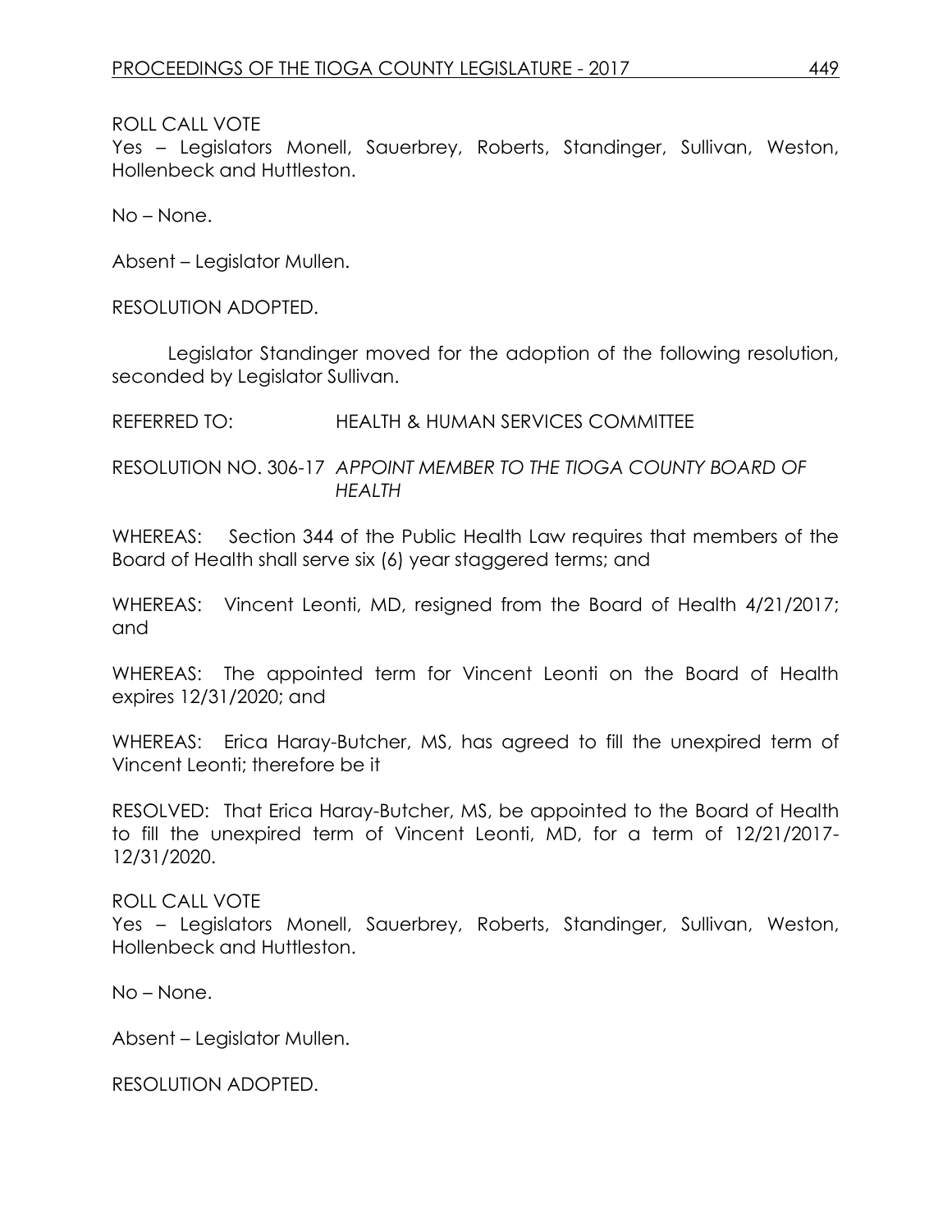ROLL CALL VOTE
Yes – Legislators Monell, Sauerbrey, Roberts, Standinger, Sullivan, Weston, Hollenbeck and Huttleston.

No – None.

Absent – Legislator Mullen.

RESOLUTION ADOPTED.

Legislator Standinger moved for the adoption of the following resolution, seconded by Legislator Sullivan.

REFERRED TO: HEALTH & HUMAN SERVICES COMMITTEE

RESOLUTION NO. 306-17 *APPOINT MEMBER TO THE TIOGA COUNTY BOARD OF HEALTH*

WHEREAS: Section 344 of the Public Health Law requires that members of the Board of Health shall serve six (6) year staggered terms; and

WHEREAS: Vincent Leonti, MD, resigned from the Board of Health 4/21/2017; and

WHEREAS: The appointed term for Vincent Leonti on the Board of Health expires 12/31/2020; and

WHEREAS: Erica Haray-Butcher, MS, has agreed to fill the unexpired term of Vincent Leonti; therefore be it

RESOLVED: That Erica Haray-Butcher, MS, be appointed to the Board of Health to fill the unexpired term of Vincent Leonti, MD, for a term of 12/21/2017-12/31/2020.

ROLL CALL VOTE
Yes – Legislators Monell, Sauerbrey, Roberts, Standinger, Sullivan, Weston, Hollenbeck and Huttleston.

No – None.

Absent – Legislator Mullen.

RESOLUTION ADOPTED.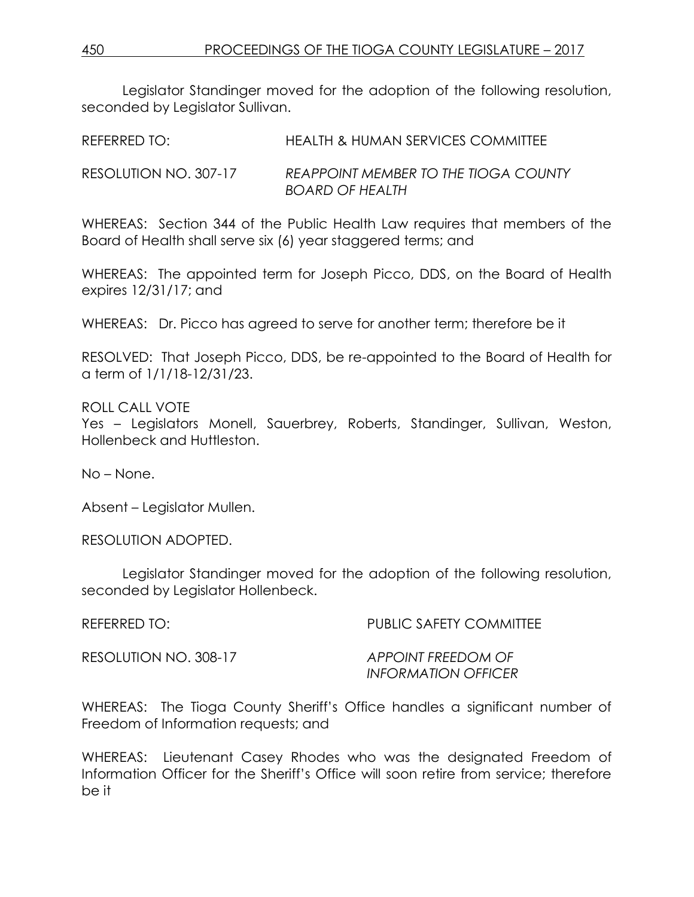Legislator Standinger moved for the adoption of the following resolution, seconded by Legislator Sullivan.

REFERRED TO: HEALTH & HUMAN SERVICES COMMITTEE

RESOLUTION NO. 307-17 *REAPPOINT MEMBER TO THE TIOGA COUNTY BOARD OF HEALTH*

WHEREAS: Section 344 of the Public Health Law requires that members of the Board of Health shall serve six (6) year staggered terms; and

WHEREAS: The appointed term for Joseph Picco, DDS, on the Board of Health expires 12/31/17; and

WHEREAS: Dr. Picco has agreed to serve for another term; therefore be it

RESOLVED: That Joseph Picco, DDS, be re-appointed to the Board of Health for a term of 1/1/18-12/31/23.

ROLL CALL VOTE
Yes – Legislators Monell, Sauerbrey, Roberts, Standinger, Sullivan, Weston, Hollenbeck and Huttleston.

No – None.

Absent – Legislator Mullen.

RESOLUTION ADOPTED.

Legislator Standinger moved for the adoption of the following resolution, seconded by Legislator Hollenbeck.

REFERRED TO: PUBLIC SAFETY COMMITTEE

RESOLUTION NO. 308-17 *APPOINT FREEDOM OF INFORMATION OFFICER*

WHEREAS: The Tioga County Sheriff's Office handles a significant number of Freedom of Information requests; and

WHEREAS: Lieutenant Casey Rhodes who was the designated Freedom of Information Officer for the Sheriff's Office will soon retire from service; therefore be it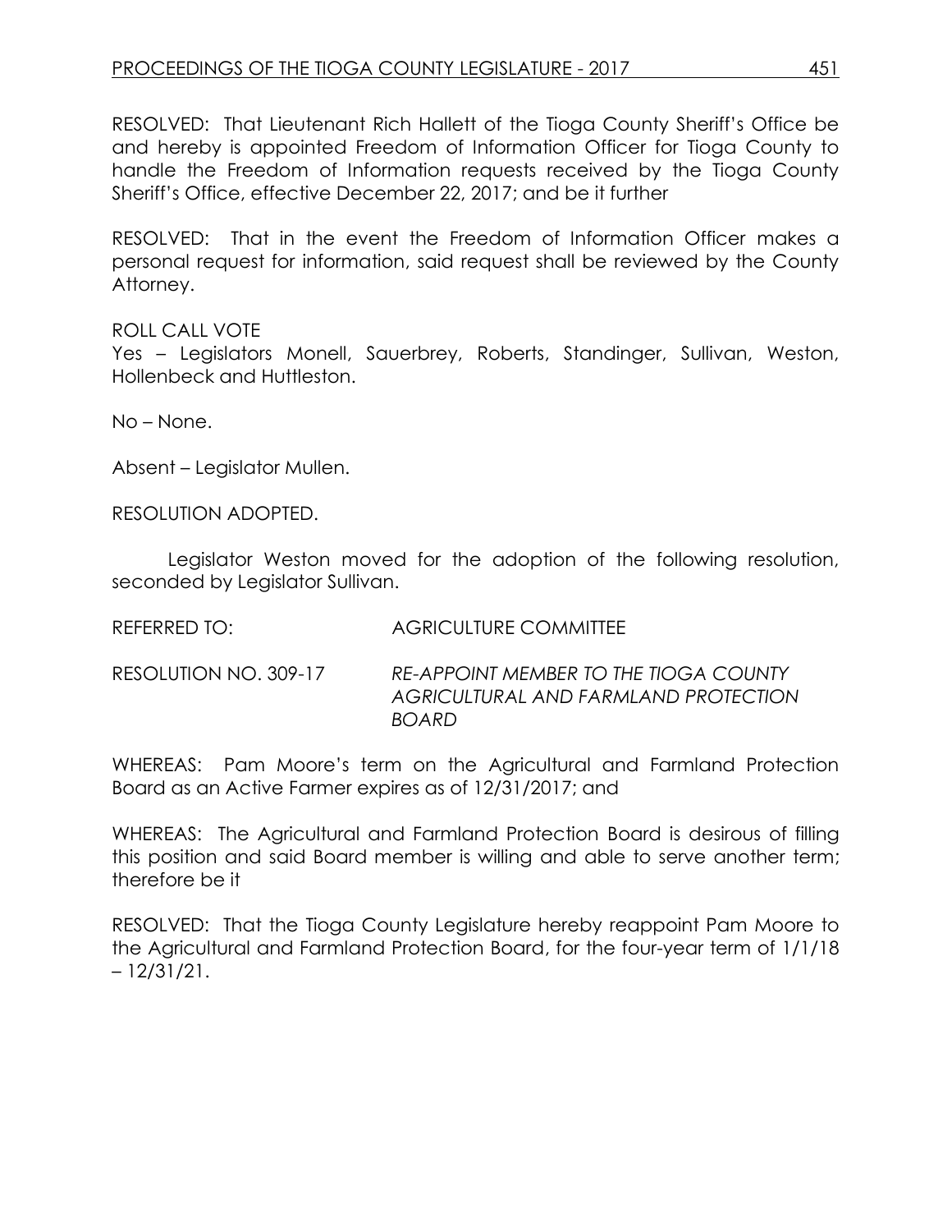RESOLVED: That Lieutenant Rich Hallett of the Tioga County Sheriff's Office be and hereby is appointed Freedom of Information Officer for Tioga County to handle the Freedom of Information requests received by the Tioga County Sheriff's Office, effective December 22, 2017; and be it further

RESOLVED: That in the event the Freedom of Information Officer makes a personal request for information, said request shall be reviewed by the County Attorney.

ROLL CALL VOTE
Yes – Legislators Monell, Sauerbrey, Roberts, Standinger, Sullivan, Weston, Hollenbeck and Huttleston.

No – None.

Absent – Legislator Mullen.

RESOLUTION ADOPTED.

Legislator Weston moved for the adoption of the following resolution, seconded by Legislator Sullivan.

REFERRED TO: AGRICULTURE COMMITTEE

RESOLUTION NO. 309-17 *RE-APPOINT MEMBER TO THE TIOGA COUNTY AGRICULTURAL AND FARMLAND PROTECTION BOARD*

WHEREAS: Pam Moore's term on the Agricultural and Farmland Protection Board as an Active Farmer expires as of 12/31/2017; and

WHEREAS: The Agricultural and Farmland Protection Board is desirous of filling this position and said Board member is willing and able to serve another term; therefore be it

RESOLVED: That the Tioga County Legislature hereby reappoint Pam Moore to the Agricultural and Farmland Protection Board, for the four-year term of 1/1/18 – 12/31/21.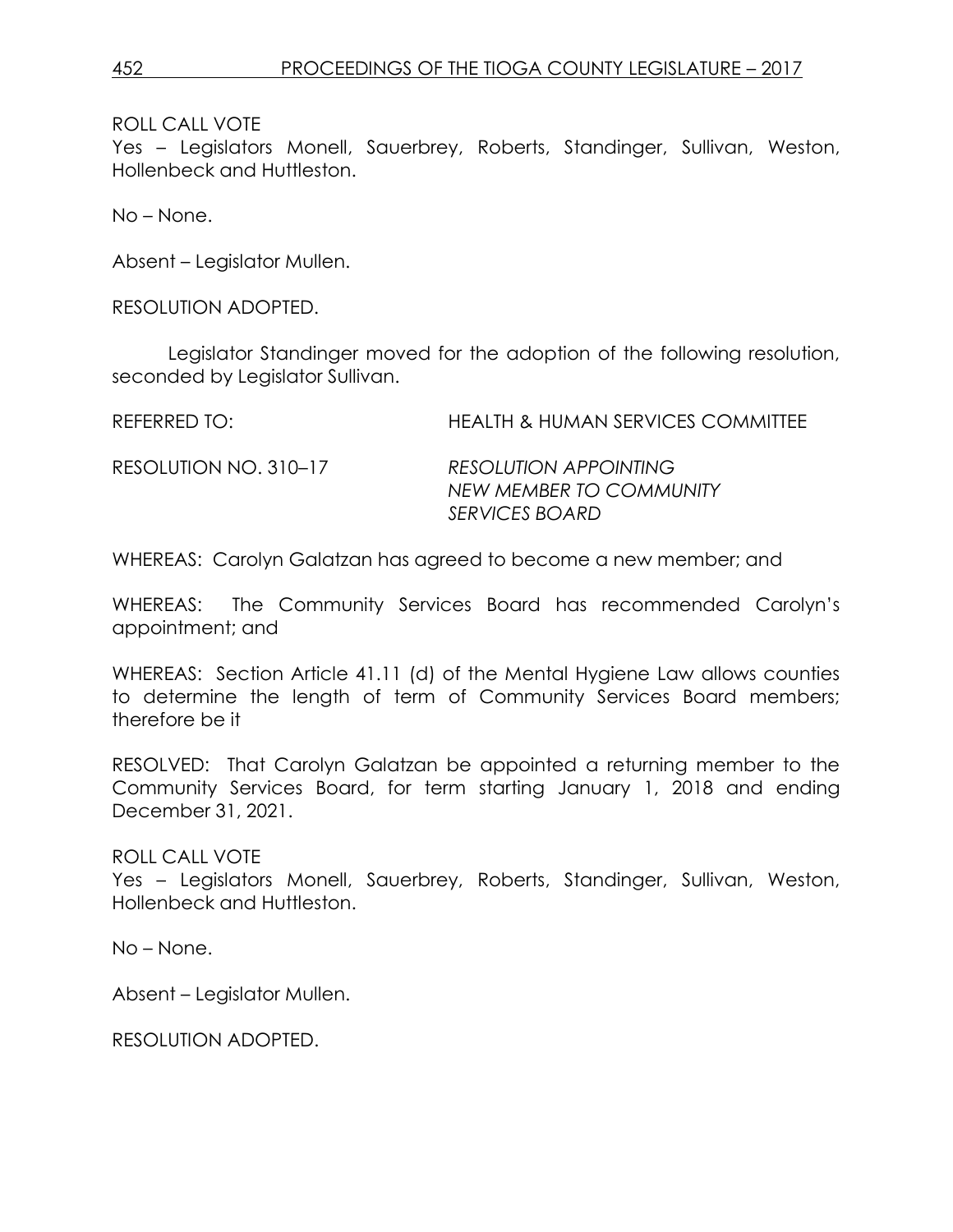ROLL CALL VOTE
Yes – Legislators Monell, Sauerbrey, Roberts, Standinger, Sullivan, Weston, Hollenbeck and Huttleston.

No – None.

Absent – Legislator Mullen.

RESOLUTION ADOPTED.

Legislator Standinger moved for the adoption of the following resolution, seconded by Legislator Sullivan.

REFERRED TO: HEALTH & HUMAN SERVICES COMMITTEE

RESOLUTION NO. 310–17 *RESOLUTION APPOINTING NEW MEMBER TO COMMUNITY SERVICES BOARD*

WHEREAS: Carolyn Galatzan has agreed to become a new member; and

WHEREAS: The Community Services Board has recommended Carolyn's appointment; and

WHEREAS: Section Article 41.11 (d) of the Mental Hygiene Law allows counties to determine the length of term of Community Services Board members; therefore be it

RESOLVED: That Carolyn Galatzan be appointed a returning member to the Community Services Board, for term starting January 1, 2018 and ending December 31, 2021.

ROLL CALL VOTE
Yes – Legislators Monell, Sauerbrey, Roberts, Standinger, Sullivan, Weston, Hollenbeck and Huttleston.

No – None.

Absent – Legislator Mullen.

RESOLUTION ADOPTED.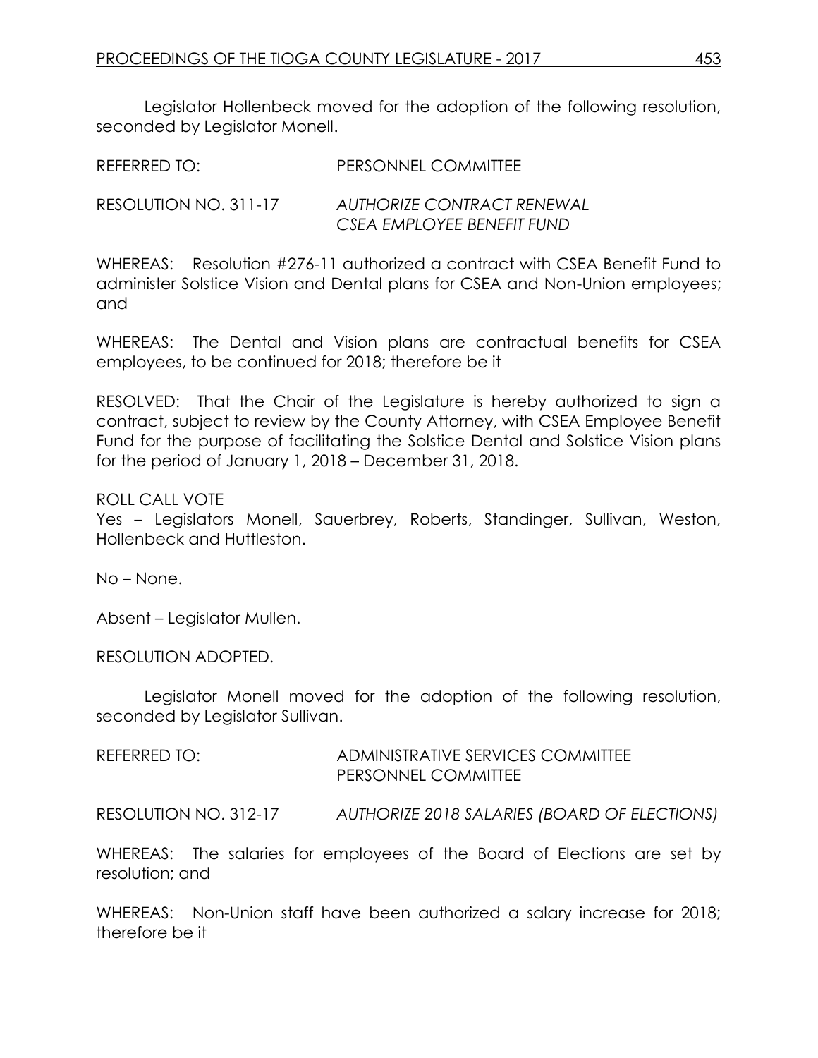Legislator Hollenbeck moved for the adoption of the following resolution, seconded by Legislator Monell.

REFERRED TO: PERSONNEL COMMITTEE

RESOLUTION NO. 311-17 *AUTHORIZE CONTRACT RENEWAL CSEA EMPLOYEE BENEFIT FUND*

WHEREAS: Resolution #276-11 authorized a contract with CSEA Benefit Fund to administer Solstice Vision and Dental plans for CSEA and Non-Union employees; and

WHEREAS: The Dental and Vision plans are contractual benefits for CSEA employees, to be continued for 2018; therefore be it

RESOLVED: That the Chair of the Legislature is hereby authorized to sign a contract, subject to review by the County Attorney, with CSEA Employee Benefit Fund for the purpose of facilitating the Solstice Dental and Solstice Vision plans for the period of January 1, 2018 – December 31, 2018.

ROLL CALL VOTE
Yes – Legislators Monell, Sauerbrey, Roberts, Standinger, Sullivan, Weston, Hollenbeck and Huttleston.

No – None.

Absent – Legislator Mullen.

RESOLUTION ADOPTED.

Legislator Monell moved for the adoption of the following resolution, seconded by Legislator Sullivan.

REFERRED TO: ADMINISTRATIVE SERVICES COMMITTEE
PERSONNEL COMMITTEE

RESOLUTION NO. 312-17 *AUTHORIZE 2018 SALARIES (BOARD OF ELECTIONS)*

WHEREAS: The salaries for employees of the Board of Elections are set by resolution; and

WHEREAS: Non-Union staff have been authorized a salary increase for 2018; therefore be it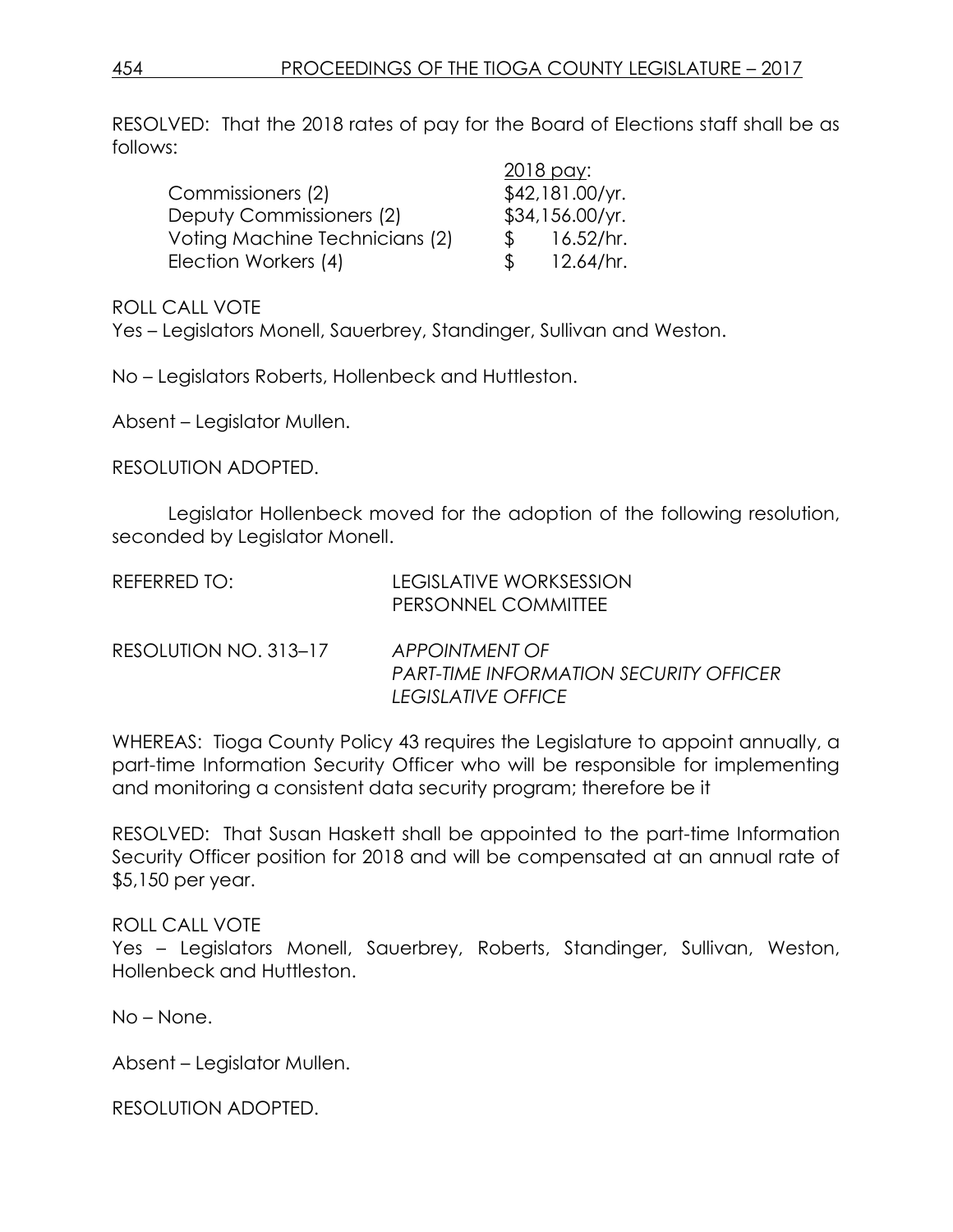RESOLVED: That the 2018 rates of pay for the Board of Elections staff shall be as follows:

| | 2018 pay: |
|---|---|
| Commissioners (2) | $42,181.00/yr. |
| Deputy Commissioners (2) | $34,156.00/yr. |
| Voting Machine Technicians (2) | $ 16.52/hr. |
| Election Workers (4) | $ 12.64/hr. |

ROLL CALL VOTE
Yes – Legislators Monell, Sauerbrey, Standinger, Sullivan and Weston.

No – Legislators Roberts, Hollenbeck and Huttleston.

Absent – Legislator Mullen.

RESOLUTION ADOPTED.

Legislator Hollenbeck moved for the adoption of the following resolution, seconded by Legislator Monell.

REFERRED TO: LEGISLATIVE WORKSESSION
PERSONNEL COMMITTEE

RESOLUTION NO. 313–17 *APPOINTMENT OF*
*PART-TIME INFORMATION SECURITY OFFICER*
*LEGISLATIVE OFFICE*

WHEREAS: Tioga County Policy 43 requires the Legislature to appoint annually, a part-time Information Security Officer who will be responsible for implementing and monitoring a consistent data security program; therefore be it

RESOLVED: That Susan Haskett shall be appointed to the part-time Information Security Officer position for 2018 and will be compensated at an annual rate of $5,150 per year.

ROLL CALL VOTE
Yes – Legislators Monell, Sauerbrey, Roberts, Standinger, Sullivan, Weston, Hollenbeck and Huttleston.

No – None.

Absent – Legislator Mullen.

RESOLUTION ADOPTED.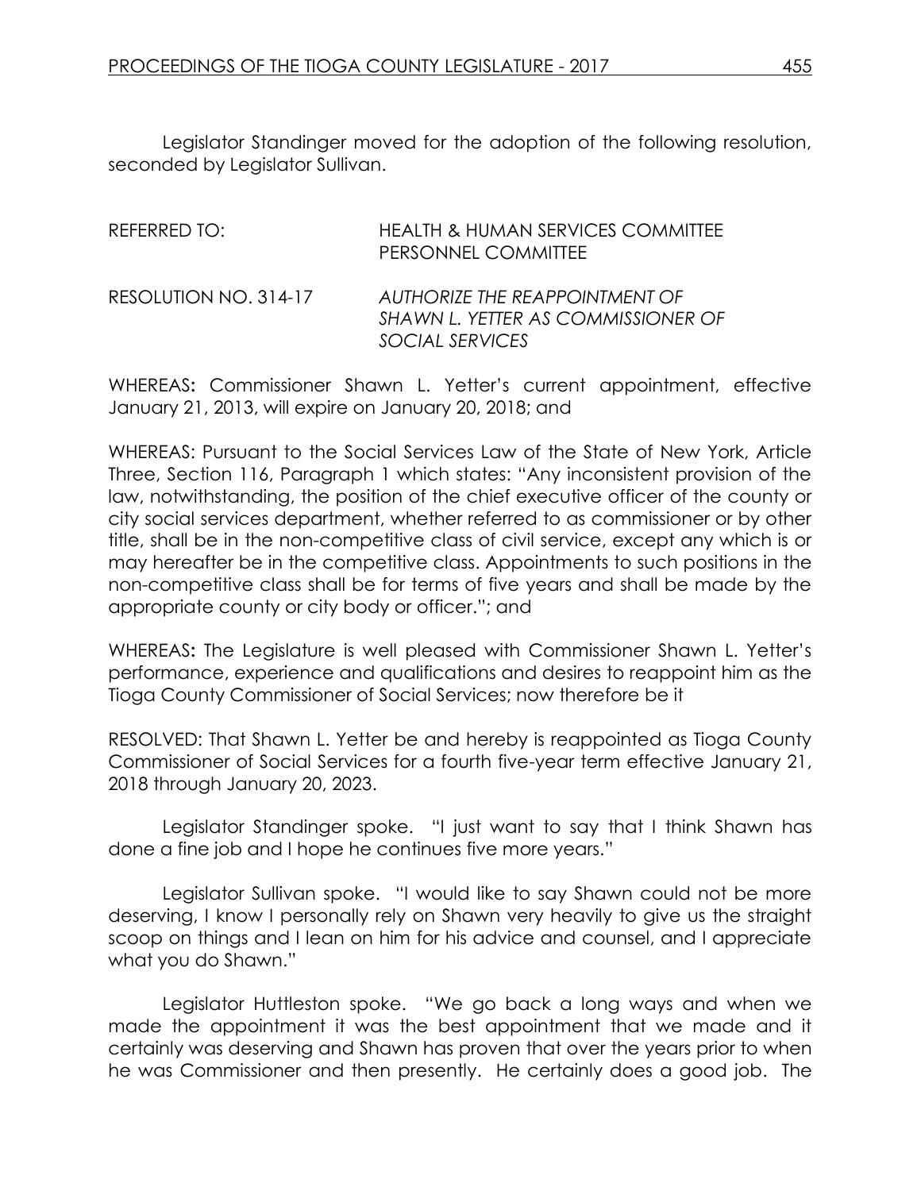Legislator Standinger moved for the adoption of the following resolution, seconded by Legislator Sullivan.

REFERRED TO: HEALTH & HUMAN SERVICES COMMITTEE
PERSONNEL COMMITTEE

RESOLUTION NO. 314-17 *AUTHORIZE THE REAPPOINTMENT OF SHAWN L. YETTER AS COMMISSIONER OF SOCIAL SERVICES*

WHEREAS**:** Commissioner Shawn L. Yetter's current appointment, effective January 21, 2013, will expire on January 20, 2018; and

WHEREAS: Pursuant to the Social Services Law of the State of New York, Article Three, Section 116, Paragraph 1 which states: "Any inconsistent provision of the law, notwithstanding, the position of the chief executive officer of the county or city social services department, whether referred to as commissioner or by other title, shall be in the non-competitive class of civil service, except any which is or may hereafter be in the competitive class. Appointments to such positions in the non-competitive class shall be for terms of five years and shall be made by the appropriate county or city body or officer."; and

WHEREAS**:** The Legislature is well pleased with Commissioner Shawn L. Yetter's performance, experience and qualifications and desires to reappoint him as the Tioga County Commissioner of Social Services; now therefore be it

RESOLVED: That Shawn L. Yetter be and hereby is reappointed as Tioga County Commissioner of Social Services for a fourth five-year term effective January 21, 2018 through January 20, 2023.

Legislator Standinger spoke. "I just want to say that I think Shawn has done a fine job and I hope he continues five more years."

Legislator Sullivan spoke. "I would like to say Shawn could not be more deserving, I know I personally rely on Shawn very heavily to give us the straight scoop on things and I lean on him for his advice and counsel, and I appreciate what you do Shawn."

Legislator Huttleston spoke. "We go back a long ways and when we made the appointment it was the best appointment that we made and it certainly was deserving and Shawn has proven that over the years prior to when he was Commissioner and then presently. He certainly does a good job. The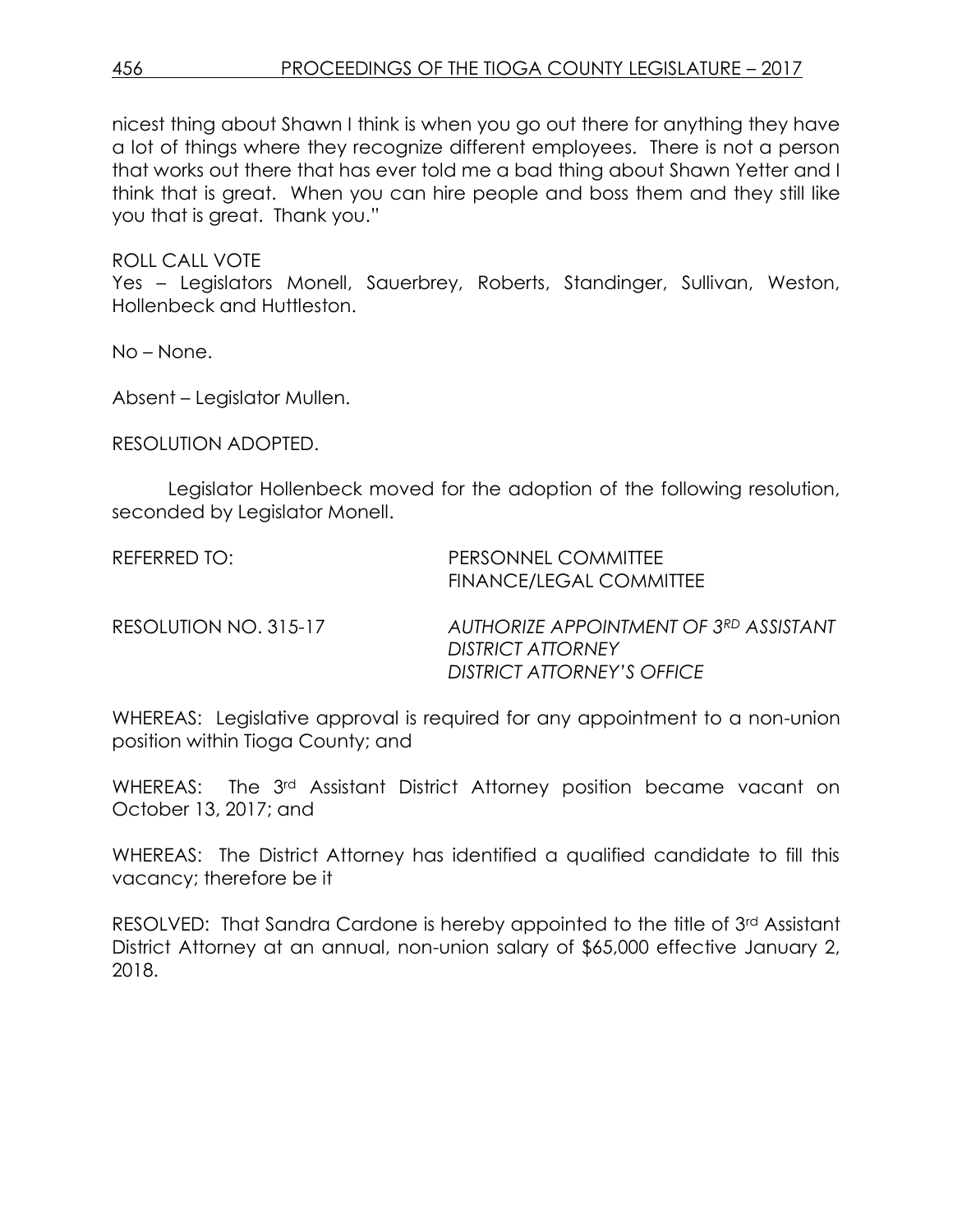nicest thing about Shawn I think is when you go out there for anything they have a lot of things where they recognize different employees. There is not a person that works out there that has ever told me a bad thing about Shawn Yetter and I think that is great. When you can hire people and boss them and they still like you that is great. Thank you."

ROLL CALL VOTE
Yes – Legislators Monell, Sauerbrey, Roberts, Standinger, Sullivan, Weston, Hollenbeck and Huttleston.

No – None.

Absent – Legislator Mullen.

RESOLUTION ADOPTED.

Legislator Hollenbeck moved for the adoption of the following resolution, seconded by Legislator Monell.

REFERRED TO: PERSONNEL COMMITTEE
FINANCE/LEGAL COMMITTEE

RESOLUTION NO. 315-17 *AUTHORIZE APPOINTMENT OF 3RD ASSISTANT DISTRICT ATTORNEY*
*DISTRICT ATTORNEY'S OFFICE*

WHEREAS: Legislative approval is required for any appointment to a non-union position within Tioga County; and

WHEREAS: The 3rd Assistant District Attorney position became vacant on October 13, 2017; and

WHEREAS: The District Attorney has identified a qualified candidate to fill this vacancy; therefore be it

RESOLVED: That Sandra Cardone is hereby appointed to the title of 3rd Assistant District Attorney at an annual, non-union salary of $65,000 effective January 2, 2018.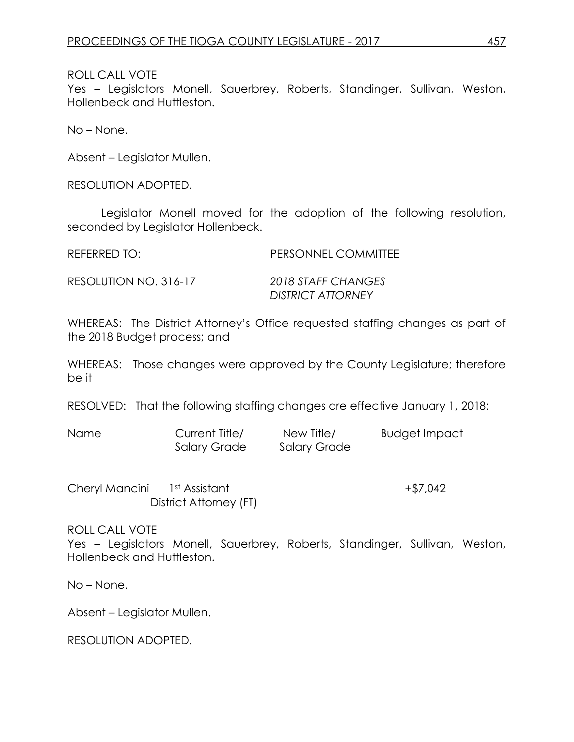ROLL CALL VOTE
Yes – Legislators Monell, Sauerbrey, Roberts, Standinger, Sullivan, Weston, Hollenbeck and Huttleston.

No – None.

Absent – Legislator Mullen.

RESOLUTION ADOPTED.

Legislator Monell moved for the adoption of the following resolution, seconded by Legislator Hollenbeck.

REFERRED TO: PERSONNEL COMMITTEE

RESOLUTION NO. 316-17 *2018 STAFF CHANGES DISTRICT ATTORNEY*

WHEREAS: The District Attorney's Office requested staffing changes as part of the 2018 Budget process; and

WHEREAS: Those changes were approved by the County Legislature; therefore be it

RESOLVED: That the following staffing changes are effective January 1, 2018:

| Name | Current Title/ Salary Grade | New Title/ Salary Grade | Budget Impact |
|---|---|---|---|
| Cheryl Mancini | 1st Assistant District Attorney (FT) | | +$7,042 |

ROLL CALL VOTE
Yes – Legislators Monell, Sauerbrey, Roberts, Standinger, Sullivan, Weston, Hollenbeck and Huttleston.

No – None.

Absent – Legislator Mullen.

RESOLUTION ADOPTED.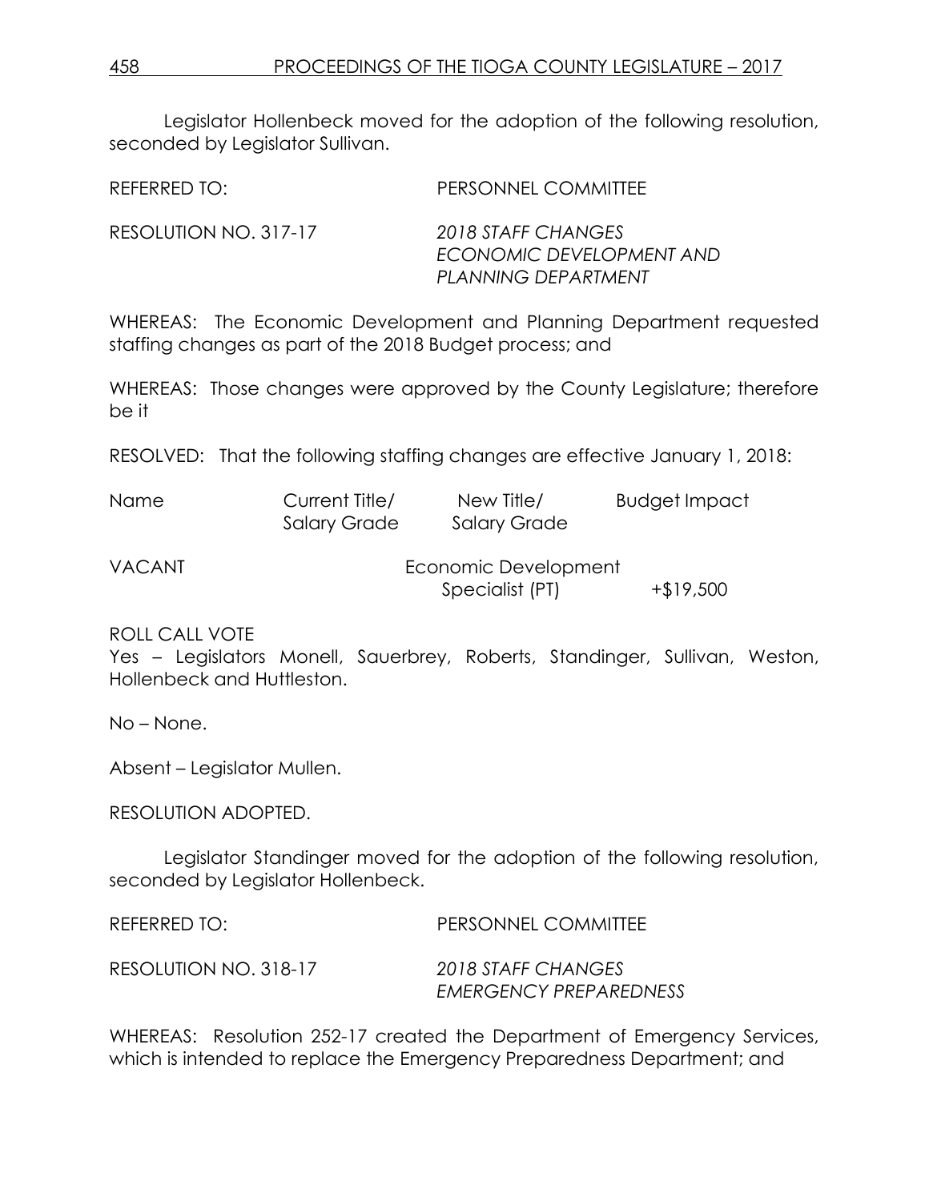Legislator Hollenbeck moved for the adoption of the following resolution, seconded by Legislator Sullivan.

REFERRED TO: PERSONNEL COMMITTEE

RESOLUTION NO. 317-17 *2018 STAFF CHANGES ECONOMIC DEVELOPMENT AND PLANNING DEPARTMENT*

WHEREAS: The Economic Development and Planning Department requested staffing changes as part of the 2018 Budget process; and

WHEREAS: Those changes were approved by the County Legislature; therefore be it

RESOLVED: That the following staffing changes are effective January 1, 2018:

| Name | Current Title/ Salary Grade | New Title/ Salary Grade | Budget Impact |
|---|---|---|---|
| VACANT | | Economic Development Specialist (PT) | +$19,500 |

ROLL CALL VOTE
Yes – Legislators Monell, Sauerbrey, Roberts, Standinger, Sullivan, Weston, Hollenbeck and Huttleston.

No – None.

Absent – Legislator Mullen.

RESOLUTION ADOPTED.

Legislator Standinger moved for the adoption of the following resolution, seconded by Legislator Hollenbeck.

REFERRED TO: PERSONNEL COMMITTEE

RESOLUTION NO. 318-17 *2018 STAFF CHANGES EMERGENCY PREPAREDNESS*

WHEREAS: Resolution 252-17 created the Department of Emergency Services, which is intended to replace the Emergency Preparedness Department; and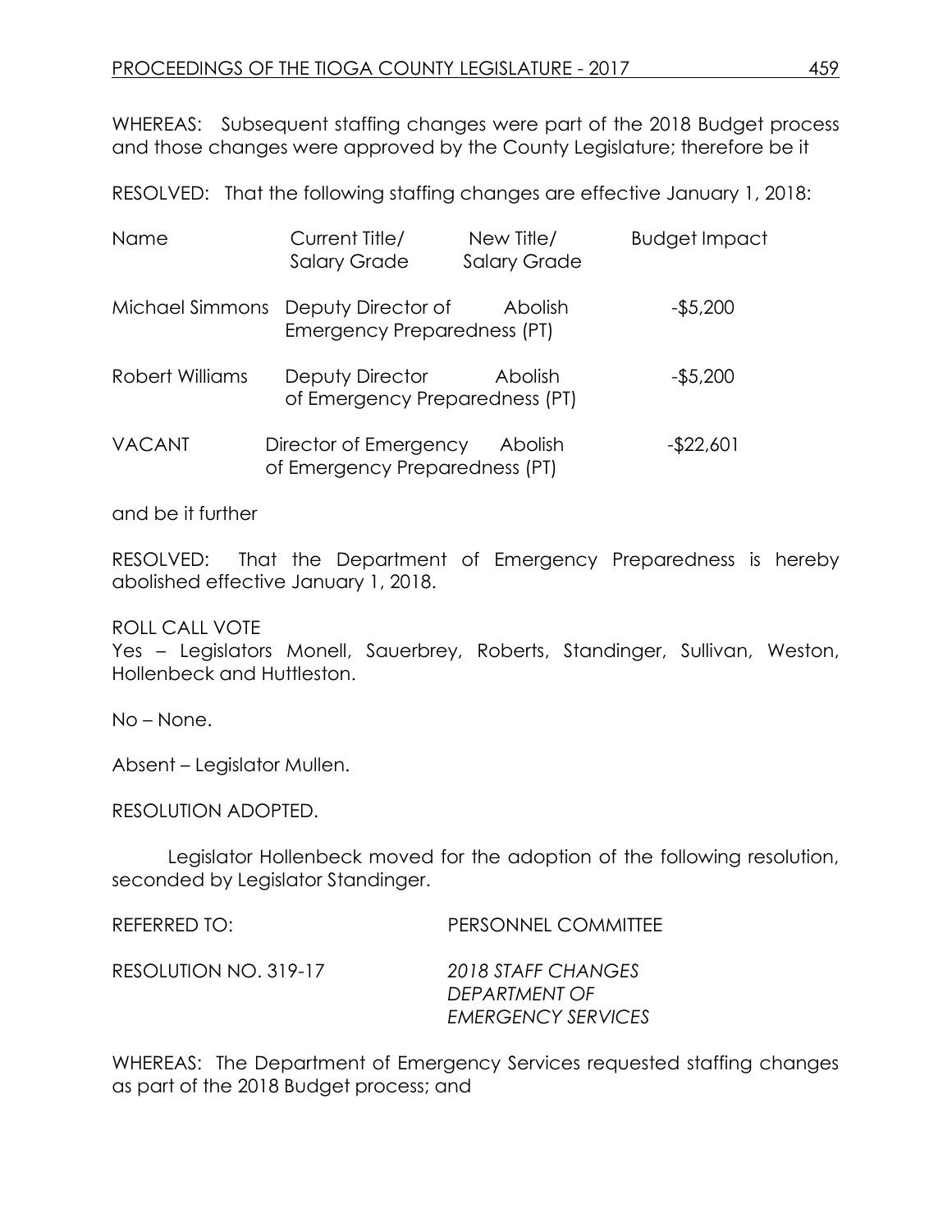WHEREAS: Subsequent staffing changes were part of the 2018 Budget process and those changes were approved by the County Legislature; therefore be it

RESOLVED: That the following staffing changes are effective January 1, 2018:

| Name | Current Title/ Salary Grade | New Title/ Salary Grade | Budget Impact |
|---|---|---|---|
| Michael Simmons | Deputy Director of Emergency Preparedness (PT) | Abolish | -$5,200 |
| Robert Williams | Deputy Director of Emergency Preparedness (PT) | Abolish | -$5,200 |
| VACANT | Director of Emergency of Emergency Preparedness (PT) | Abolish | -$22,601 |

and be it further

RESOLVED: That the Department of Emergency Preparedness is hereby abolished effective January 1, 2018.

ROLL CALL VOTE
Yes – Legislators Monell, Sauerbrey, Roberts, Standinger, Sullivan, Weston, Hollenbeck and Huttleston.

No – None.

Absent – Legislator Mullen.

RESOLUTION ADOPTED.

Legislator Hollenbeck moved for the adoption of the following resolution, seconded by Legislator Standinger.

REFERRED TO: PERSONNEL COMMITTEE

RESOLUTION NO. 319-17 *2018 STAFF CHANGES DEPARTMENT OF EMERGENCY SERVICES*

WHEREAS: The Department of Emergency Services requested staffing changes as part of the 2018 Budget process; and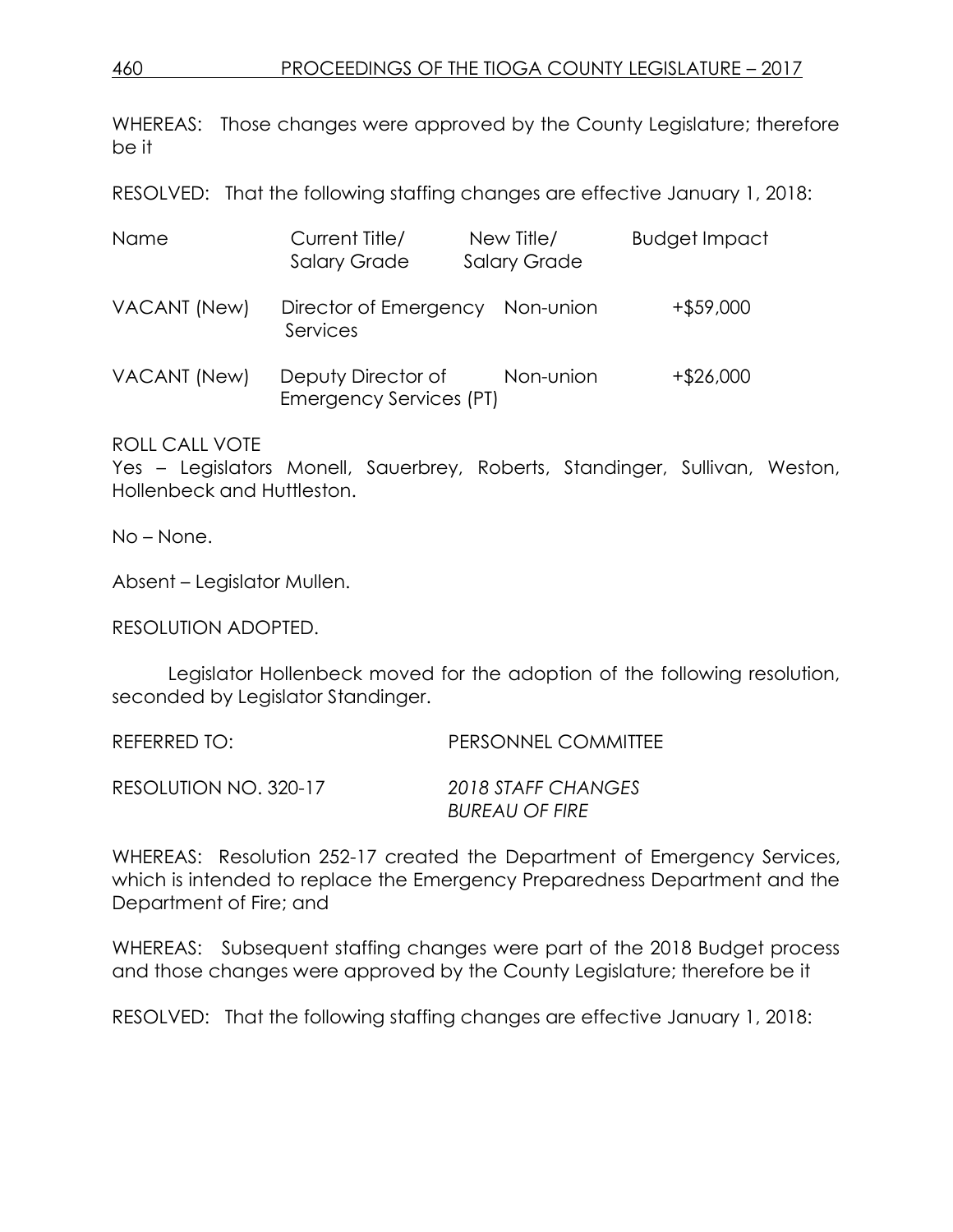WHEREAS: Those changes were approved by the County Legislature; therefore be it

RESOLVED: That the following staffing changes are effective January 1, 2018:

| Name | Current Title/ Salary Grade | New Title/ Salary Grade | Budget Impact |
|---|---|---|---|
| VACANT (New) | Director of Emergency Services | Non-union | +$59,000 |
| VACANT (New) | Deputy Director of Emergency Services (PT) | Non-union | +$26,000 |

ROLL CALL VOTE
Yes – Legislators Monell, Sauerbrey, Roberts, Standinger, Sullivan, Weston, Hollenbeck and Huttleston.

No – None.

Absent – Legislator Mullen.

RESOLUTION ADOPTED.

Legislator Hollenbeck moved for the adoption of the following resolution, seconded by Legislator Standinger.

REFERRED TO: PERSONNEL COMMITTEE

RESOLUTION NO. 320-17 *2018 STAFF CHANGES BUREAU OF FIRE*

WHEREAS: Resolution 252-17 created the Department of Emergency Services, which is intended to replace the Emergency Preparedness Department and the Department of Fire; and

WHEREAS: Subsequent staffing changes were part of the 2018 Budget process and those changes were approved by the County Legislature; therefore be it

RESOLVED: That the following staffing changes are effective January 1, 2018: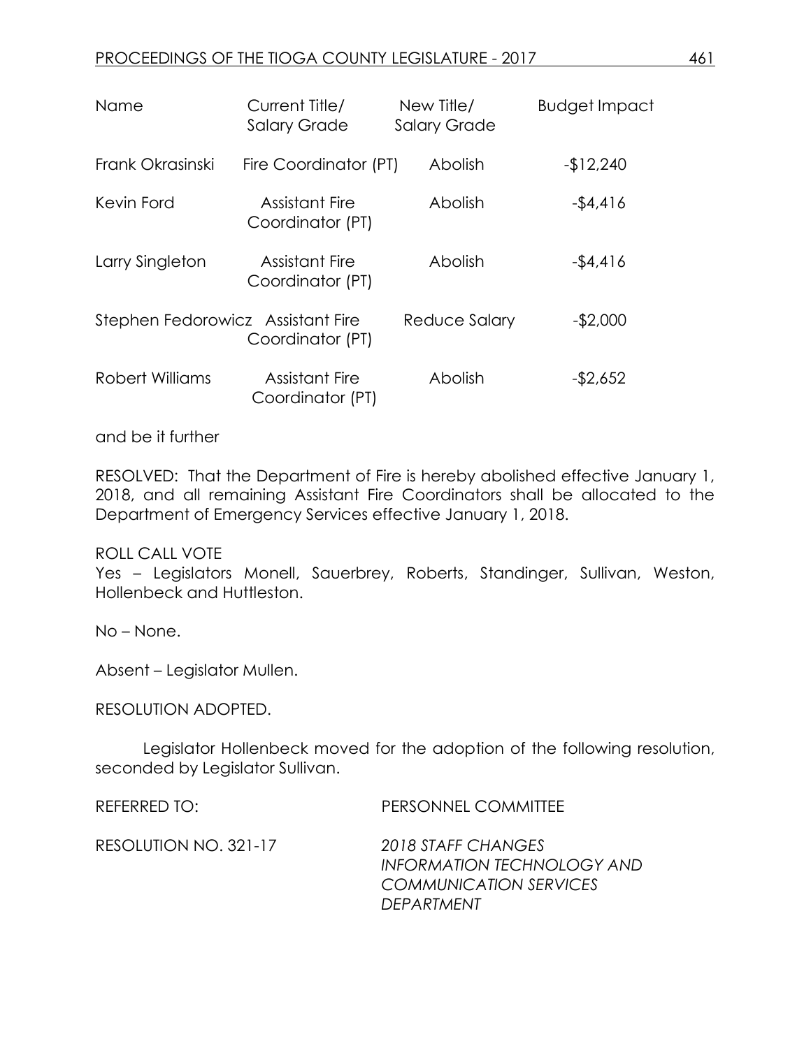| Name | Current Title/ Salary Grade | New Title/ Salary Grade | Budget Impact |
|---|---|---|---|
| Frank Okrasinski | Fire Coordinator (PT) | Abolish | -$12,240 |
| Kevin Ford | Assistant Fire Coordinator (PT) | Abolish | -$4,416 |
| Larry Singleton | Assistant Fire Coordinator (PT) | Abolish | -$4,416 |
| Stephen Fedorowicz | Assistant Fire Coordinator (PT) | Reduce Salary | -$2,000 |
| Robert Williams | Assistant Fire Coordinator (PT) | Abolish | -$2,652 |

and be it further

RESOLVED: That the Department of Fire is hereby abolished effective January 1, 2018, and all remaining Assistant Fire Coordinators shall be allocated to the Department of Emergency Services effective January 1, 2018.

ROLL CALL VOTE
Yes – Legislators Monell, Sauerbrey, Roberts, Standinger, Sullivan, Weston, Hollenbeck and Huttleston.

No – None.

Absent – Legislator Mullen.

RESOLUTION ADOPTED.

Legislator Hollenbeck moved for the adoption of the following resolution, seconded by Legislator Sullivan.

REFERRED TO: PERSONNEL COMMITTEE

RESOLUTION NO. 321-17 *2018 STAFF CHANGES INFORMATION TECHNOLOGY AND COMMUNICATION SERVICES DEPARTMENT*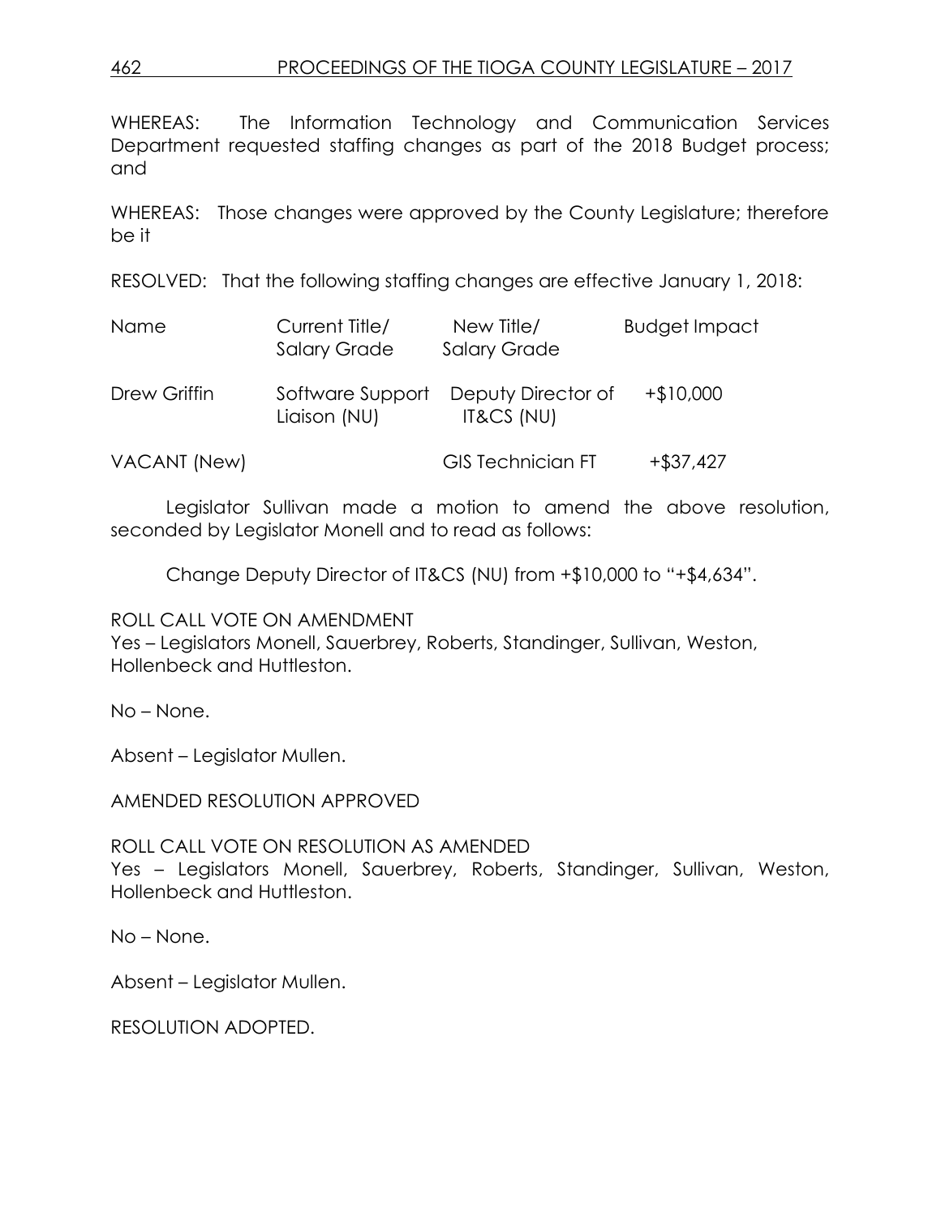WHEREAS: The Information Technology and Communication Services Department requested staffing changes as part of the 2018 Budget process; and

WHEREAS: Those changes were approved by the County Legislature; therefore be it

RESOLVED: That the following staffing changes are effective January 1, 2018:

| Name | Current Title/ Salary Grade | New Title/ Salary Grade | Budget Impact |
|---|---|---|---|
| Drew Griffin | Software Support Liaison (NU) | Deputy Director of IT&CS (NU) | +$10,000 |
| VACANT (New) | | GIS Technician FT | +$37,427 |

Legislator Sullivan made a motion to amend the above resolution, seconded by Legislator Monell and to read as follows:

Change Deputy Director of IT&CS (NU) from +$10,000 to "+$4,634".

ROLL CALL VOTE ON AMENDMENT
Yes – Legislators Monell, Sauerbrey, Roberts, Standinger, Sullivan, Weston, Hollenbeck and Huttleston.

No – None.

Absent – Legislator Mullen.

AMENDED RESOLUTION APPROVED

ROLL CALL VOTE ON RESOLUTION AS AMENDED
Yes – Legislators Monell, Sauerbrey, Roberts, Standinger, Sullivan, Weston, Hollenbeck and Huttleston.

No – None.

Absent – Legislator Mullen.

RESOLUTION ADOPTED.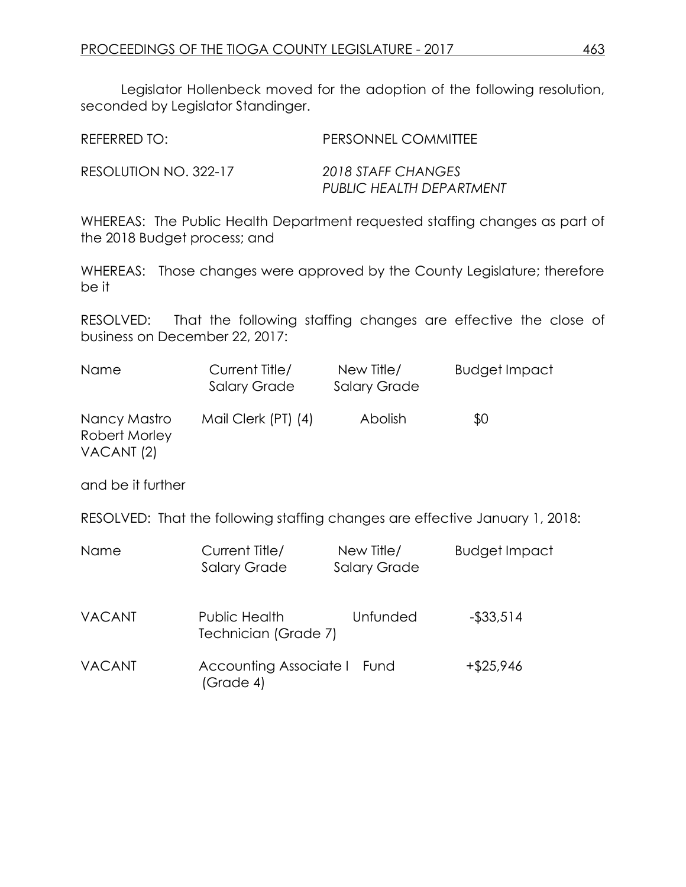Legislator Hollenbeck moved for the adoption of the following resolution, seconded by Legislator Standinger.

REFERRED TO: PERSONNEL COMMITTEE

RESOLUTION NO. 322-17 *2018 STAFF CHANGES PUBLIC HEALTH DEPARTMENT*

WHEREAS: The Public Health Department requested staffing changes as part of the 2018 Budget process; and

WHEREAS: Those changes were approved by the County Legislature; therefore be it

RESOLVED: That the following staffing changes are effective the close of business on December 22, 2017:

| Name | Current Title/ Salary Grade | New Title/ Salary Grade | Budget Impact |
| --- | --- | --- | --- |
| Nancy Mastro<br>Robert Morley<br>VACANT (2) | Mail Clerk (PT) (4) | Abolish | $0 |

and be it further

RESOLVED: That the following staffing changes are effective January 1, 2018:

| Name | Current Title/ Salary Grade | New Title/ Salary Grade | Budget Impact |
| --- | --- | --- | --- |
| VACANT | Public Health Technician (Grade 7) | Unfunded | -$33,514 |
| VACANT | Accounting Associate I (Grade 4) | Fund | +$25,946 |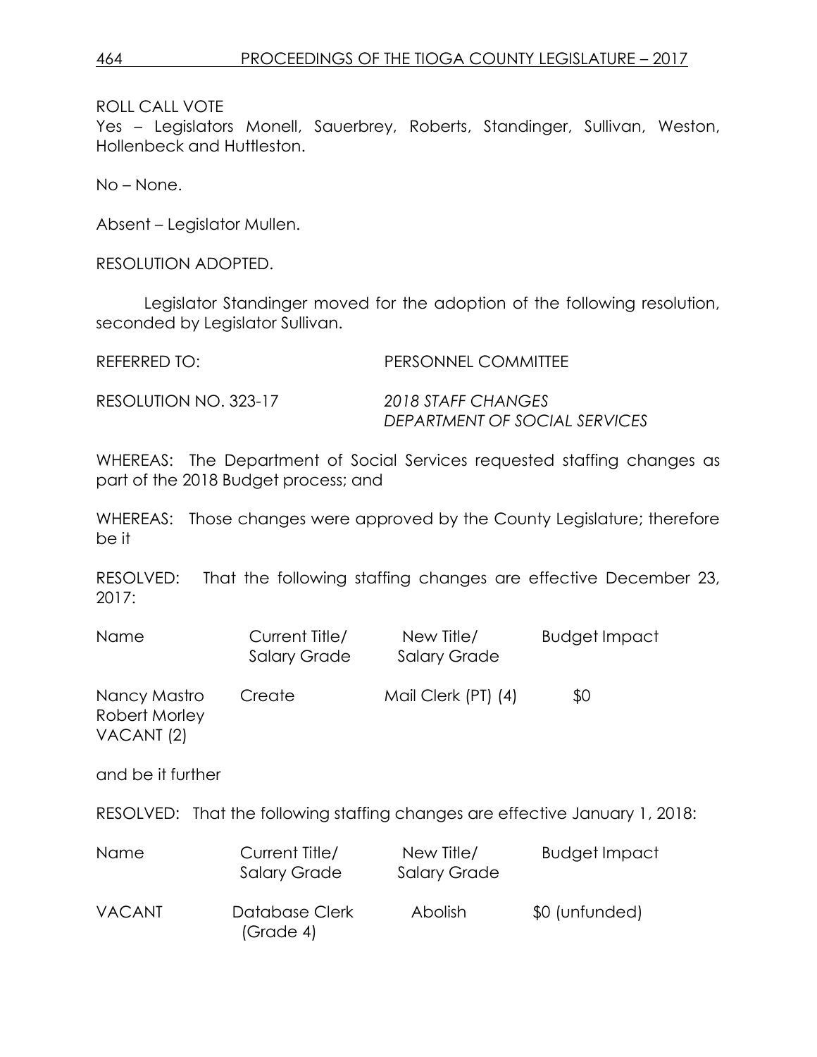ROLL CALL VOTE

Yes – Legislators Monell, Sauerbrey, Roberts, Standinger, Sullivan, Weston, Hollenbeck and Huttleston.

No – None.

Absent – Legislator Mullen.

RESOLUTION ADOPTED.

Legislator Standinger moved for the adoption of the following resolution, seconded by Legislator Sullivan.

REFERRED TO: PERSONNEL COMMITTEE

RESOLUTION NO. 323-17 *2018 STAFF CHANGES DEPARTMENT OF SOCIAL SERVICES*

WHEREAS: The Department of Social Services requested staffing changes as part of the 2018 Budget process; and

WHEREAS: Those changes were approved by the County Legislature; therefore be it

RESOLVED: That the following staffing changes are effective December 23, 2017:

| Name | Current Title/ Salary Grade | New Title/ Salary Grade | Budget Impact |
|---|---|---|---|
| Nancy Mastro<br>Robert Morley<br>VACANT (2) | Create | Mail Clerk (PT) (4) | $0 |

and be it further

RESOLVED: That the following staffing changes are effective January 1, 2018:

| Name | Current Title/ Salary Grade | New Title/ Salary Grade | Budget Impact |
|---|---|---|---|
| VACANT | Database Clerk (Grade 4) | Abolish | $0 (unfunded) |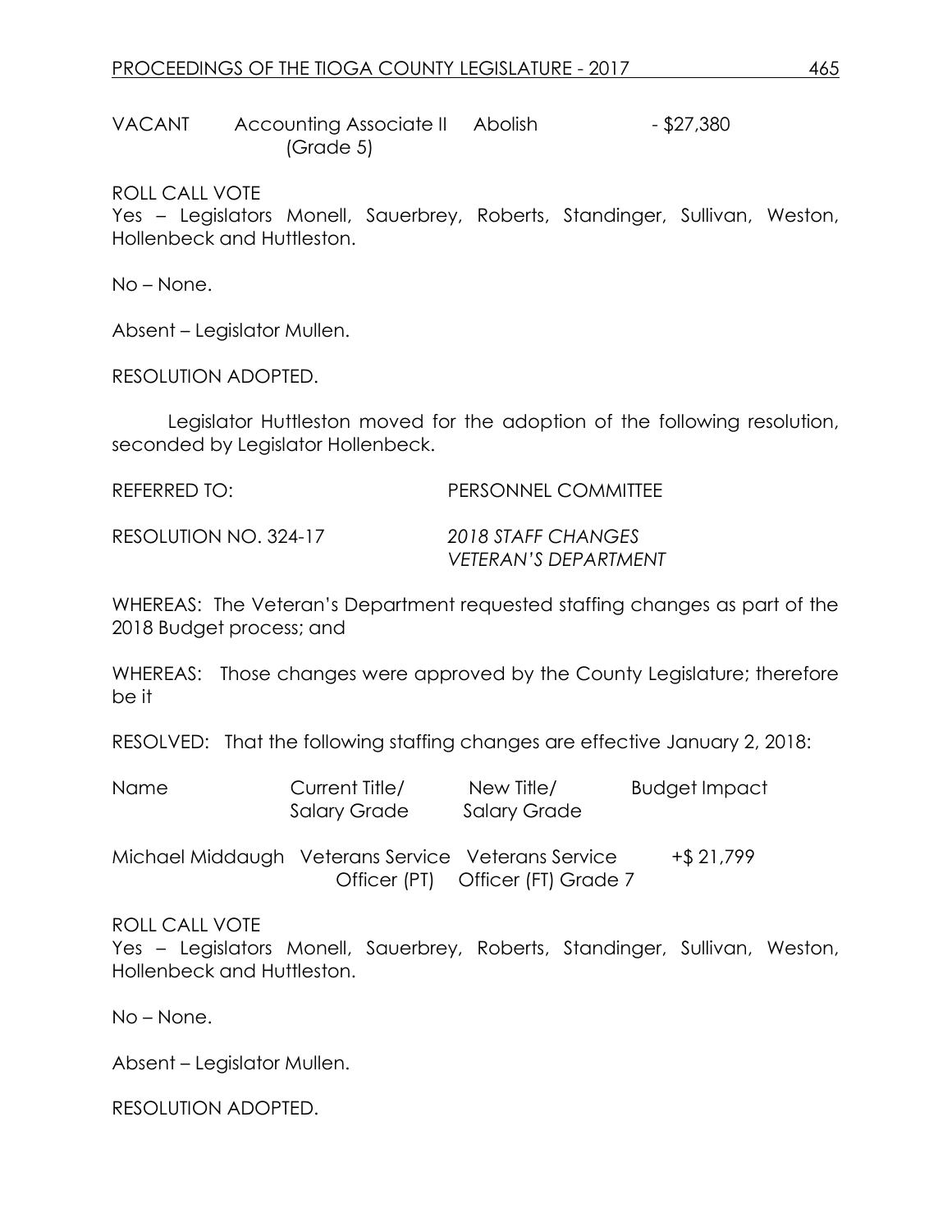| VACANT | Accounting Associate II (Grade 5) | Abolish | - $27,380 |
|---|---|---|---|

ROLL CALL VOTE
Yes – Legislators Monell, Sauerbrey, Roberts, Standinger, Sullivan, Weston, Hollenbeck and Huttleston.

No – None.

Absent – Legislator Mullen.

RESOLUTION ADOPTED.

Legislator Huttleston moved for the adoption of the following resolution, seconded by Legislator Hollenbeck.

REFERRED TO: PERSONNEL COMMITTEE

RESOLUTION NO. 324-17 *2018 STAFF CHANGES VETERAN'S DEPARTMENT*

WHEREAS: The Veteran's Department requested staffing changes as part of the 2018 Budget process; and

WHEREAS: Those changes were approved by the County Legislature; therefore be it

RESOLVED: That the following staffing changes are effective January 2, 2018:

| Name | Current Title/ Salary Grade | New Title/ Salary Grade | Budget Impact |
|---|---|---|---|
| Michael Middaugh | Veterans Service Officer (PT) | Veterans Service Officer (FT) Grade 7 | +$ 21,799 |

ROLL CALL VOTE
Yes – Legislators Monell, Sauerbrey, Roberts, Standinger, Sullivan, Weston, Hollenbeck and Huttleston.

No – None.

Absent – Legislator Mullen.

RESOLUTION ADOPTED.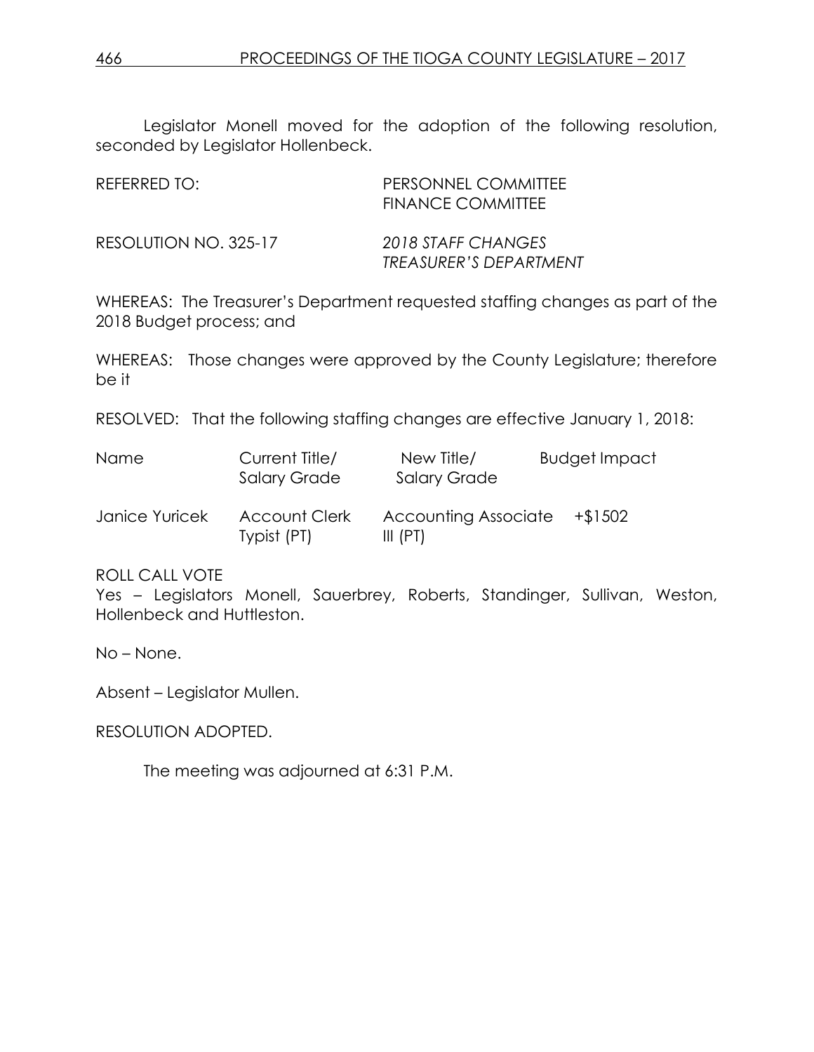Legislator Monell moved for the adoption of the following resolution, seconded by Legislator Hollenbeck.

REFERRED TO: PERSONNEL COMMITTEE
FINANCE COMMITTEE

RESOLUTION NO. 325-17 *2018 STAFF CHANGES*
*TREASURER'S DEPARTMENT*

WHEREAS: The Treasurer's Department requested staffing changes as part of the 2018 Budget process; and

WHEREAS: Those changes were approved by the County Legislature; therefore be it

RESOLVED: That the following staffing changes are effective January 1, 2018:

| Name | Current Title/ Salary Grade | New Title/ Salary Grade | Budget Impact |
|---|---|---|---|
| Janice Yuricek | Account Clerk Typist (PT) | Accounting Associate III (PT) | +$1502 |

ROLL CALL VOTE
Yes – Legislators Monell, Sauerbrey, Roberts, Standinger, Sullivan, Weston, Hollenbeck and Huttleston.

No – None.

Absent – Legislator Mullen.

RESOLUTION ADOPTED.

The meeting was adjourned at 6:31 P.M.